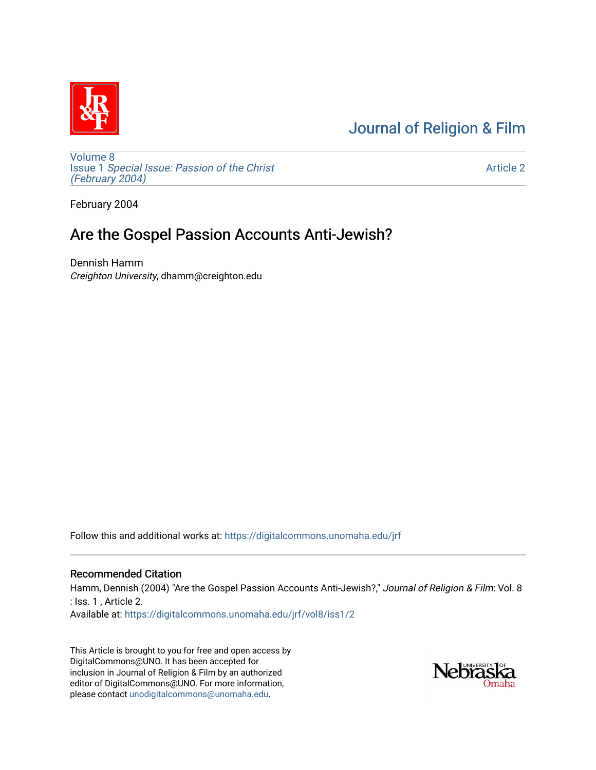# Journal of Religion & Film

Volume 8
Issue 1 *Special Issue: Passion of the Christ (February 2004)*

Article 2

February 2004

# Are the Gospel Passion Accounts Anti-Jewish?

Dennish Hamm
*Creighton University*, dhamm@creighton.edu

Follow this and additional works at: https://digitalcommons.unomaha.edu/jrf

## Recommended Citation

Hamm, Dennish (2004) "Are the Gospel Passion Accounts Anti-Jewish?," *Journal of Religion & Film*: Vol. 8 : Iss. 1 , Article 2.
Available at: https://digitalcommons.unomaha.edu/jrf/vol8/iss1/2

This Article is brought to you for free and open access by DigitalCommons@UNO. It has been accepted for inclusion in Journal of Religion & Film by an authorized editor of DigitalCommons@UNO. For more information, please contact unodigitalcommons@unomaha.edu.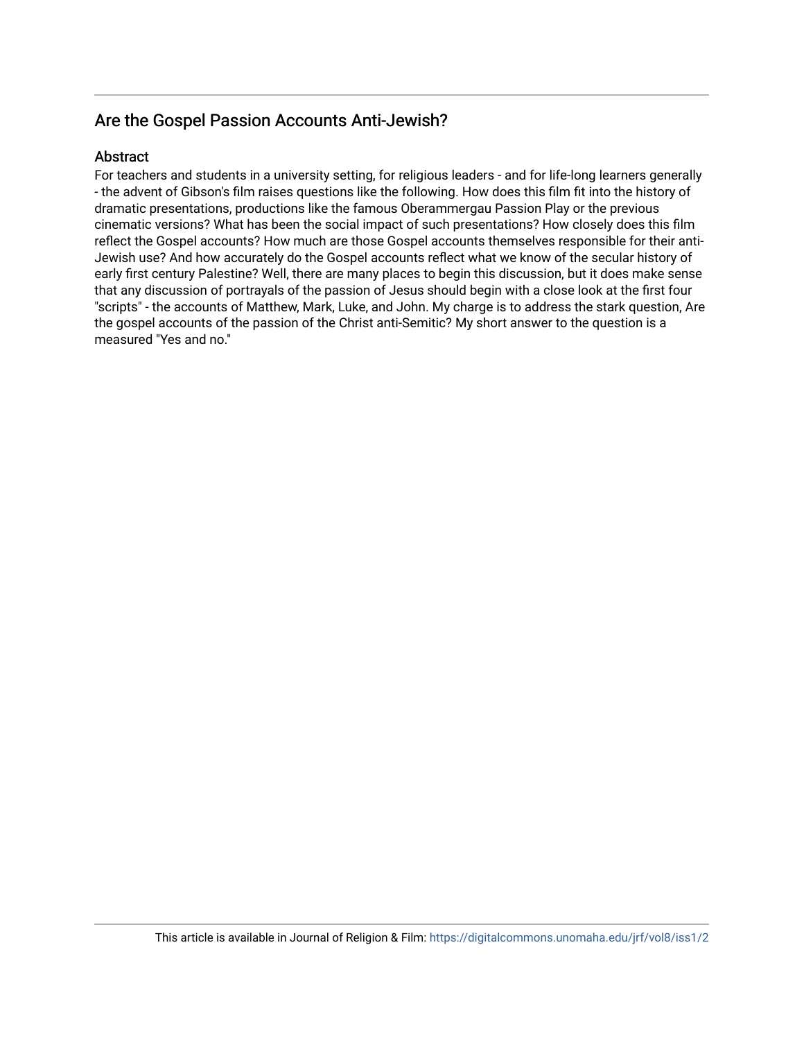## Are the Gospel Passion Accounts Anti-Jewish?

### Abstract

For teachers and students in a university setting, for religious leaders - and for life-long learners generally - the advent of Gibson's film raises questions like the following. How does this film fit into the history of dramatic presentations, productions like the famous Oberammergau Passion Play or the previous cinematic versions? What has been the social impact of such presentations? How closely does this film reflect the Gospel accounts? How much are those Gospel accounts themselves responsible for their anti-Jewish use? And how accurately do the Gospel accounts reflect what we know of the secular history of early first century Palestine? Well, there are many places to begin this discussion, but it does make sense that any discussion of portrayals of the passion of Jesus should begin with a close look at the first four "scripts" - the accounts of Matthew, Mark, Luke, and John. My charge is to address the stark question, Are the gospel accounts of the passion of the Christ anti-Semitic? My short answer to the question is a measured "Yes and no."

This article is available in Journal of Religion & Film: https://digitalcommons.unomaha.edu/jrf/vol8/iss1/2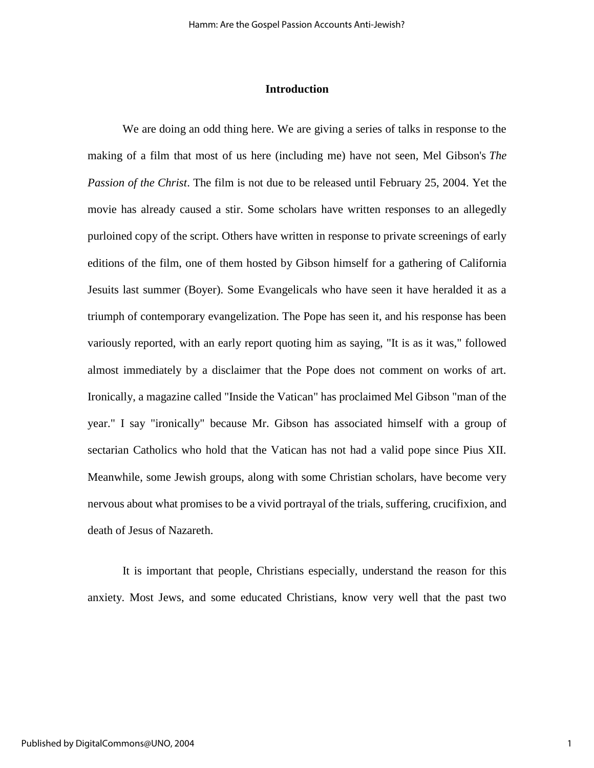## Introduction

We are doing an odd thing here. We are giving a series of talks in response to the making of a film that most of us here (including me) have not seen, Mel Gibson's *The Passion of the Christ*. The film is not due to be released until February 25, 2004. Yet the movie has already caused a stir. Some scholars have written responses to an allegedly purloined copy of the script. Others have written in response to private screenings of early editions of the film, one of them hosted by Gibson himself for a gathering of California Jesuits last summer (Boyer). Some Evangelicals who have seen it have heralded it as a triumph of contemporary evangelization. The Pope has seen it, and his response has been variously reported, with an early report quoting him as saying, "It is as it was," followed almost immediately by a disclaimer that the Pope does not comment on works of art. Ironically, a magazine called "Inside the Vatican" has proclaimed Mel Gibson "man of the year." I say "ironically" because Mr. Gibson has associated himself with a group of sectarian Catholics who hold that the Vatican has not had a valid pope since Pius XII. Meanwhile, some Jewish groups, along with some Christian scholars, have become very nervous about what promises to be a vivid portrayal of the trials, suffering, crucifixion, and death of Jesus of Nazareth.

It is important that people, Christians especially, understand the reason for this anxiety. Most Jews, and some educated Christians, know very well that the past two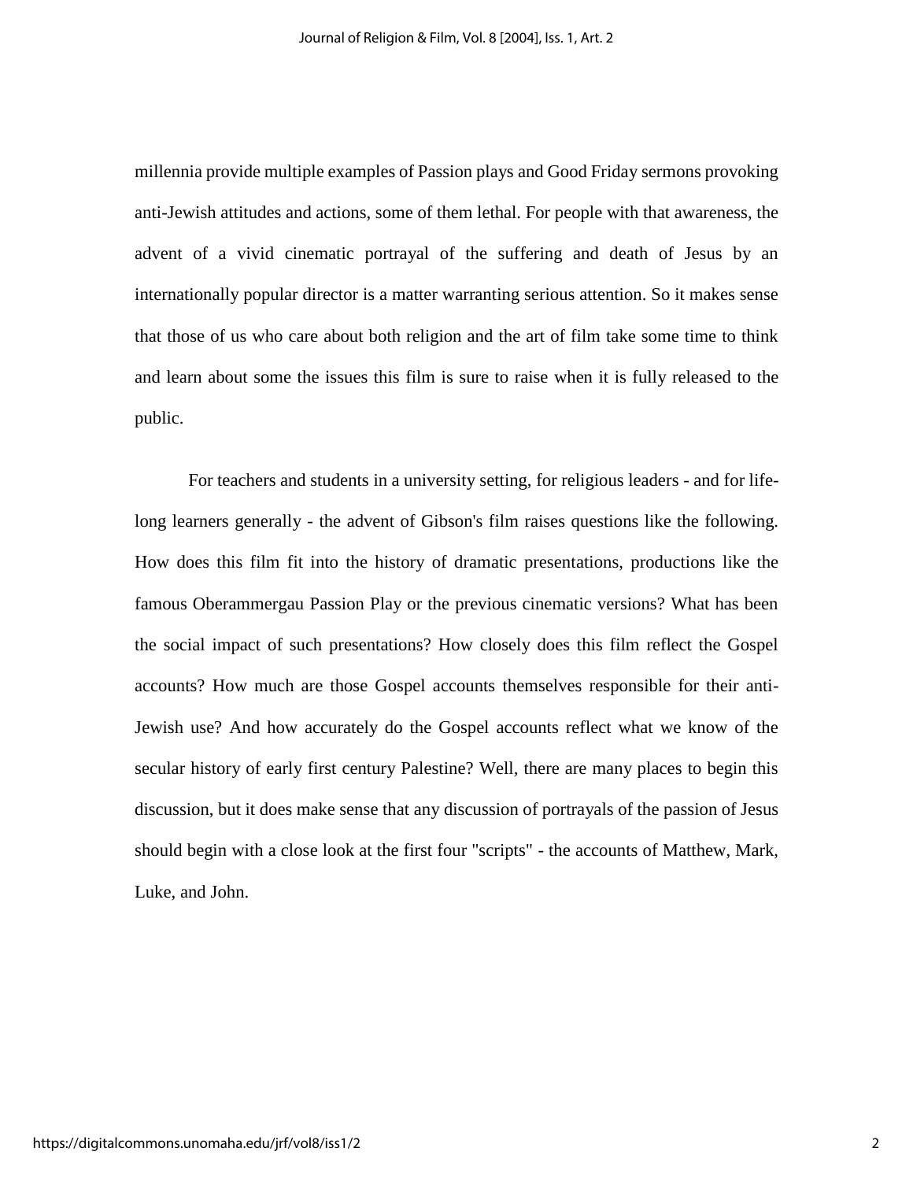millennia provide multiple examples of Passion plays and Good Friday sermons provoking anti-Jewish attitudes and actions, some of them lethal. For people with that awareness, the advent of a vivid cinematic portrayal of the suffering and death of Jesus by an internationally popular director is a matter warranting serious attention. So it makes sense that those of us who care about both religion and the art of film take some time to think and learn about some the issues this film is sure to raise when it is fully released to the public.

For teachers and students in a university setting, for religious leaders - and for life-long learners generally - the advent of Gibson's film raises questions like the following. How does this film fit into the history of dramatic presentations, productions like the famous Oberammergau Passion Play or the previous cinematic versions? What has been the social impact of such presentations? How closely does this film reflect the Gospel accounts? How much are those Gospel accounts themselves responsible for their anti-Jewish use? And how accurately do the Gospel accounts reflect what we know of the secular history of early first century Palestine? Well, there are many places to begin this discussion, but it does make sense that any discussion of portrayals of the passion of Jesus should begin with a close look at the first four "scripts" - the accounts of Matthew, Mark, Luke, and John.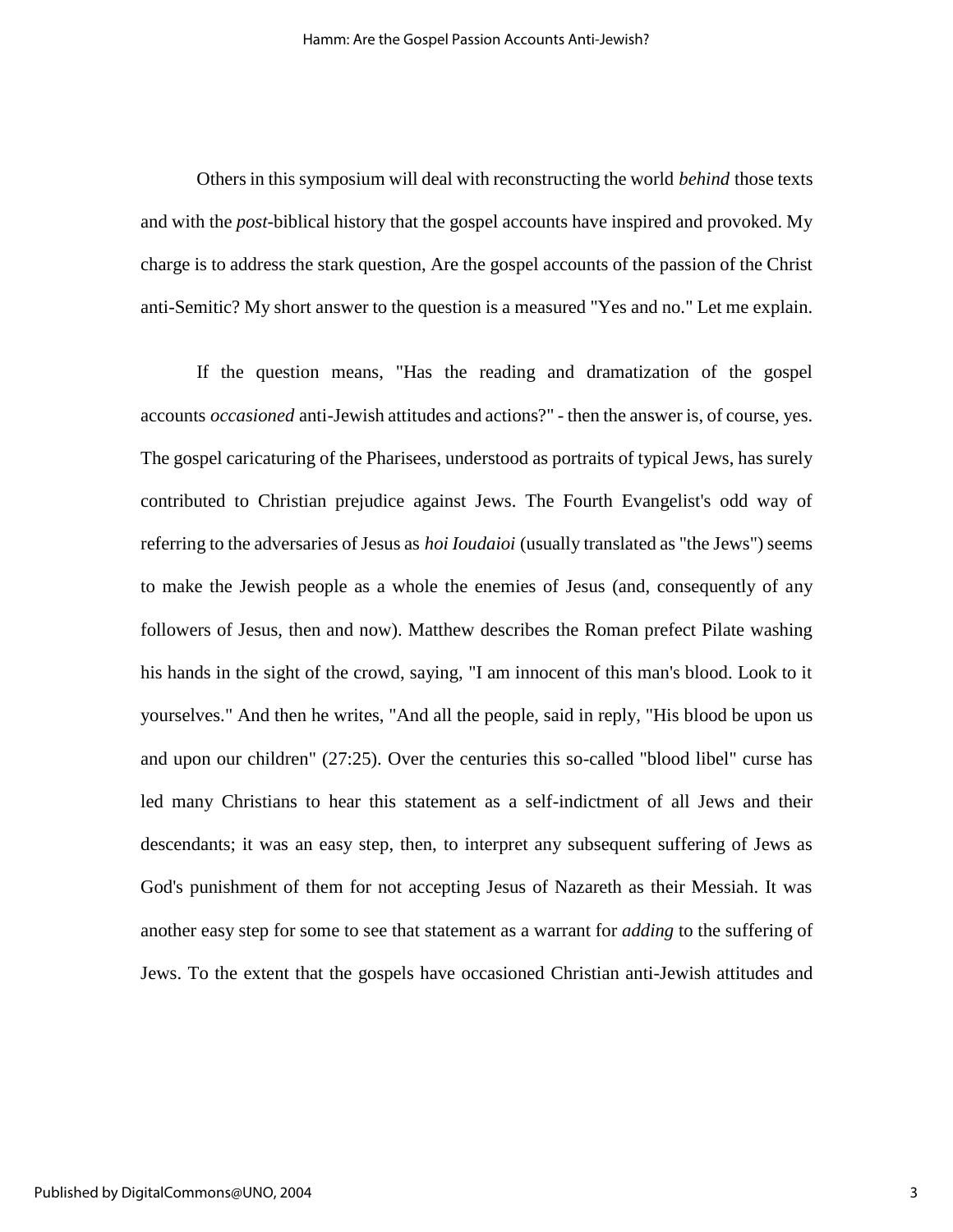Others in this symposium will deal with reconstructing the world *behind* those texts and with the *post*-biblical history that the gospel accounts have inspired and provoked. My charge is to address the stark question, Are the gospel accounts of the passion of the Christ anti-Semitic? My short answer to the question is a measured "Yes and no." Let me explain.

If the question means, "Has the reading and dramatization of the gospel accounts *occasioned* anti-Jewish attitudes and actions?" - then the answer is, of course, yes. The gospel caricaturing of the Pharisees, understood as portraits of typical Jews, has surely contributed to Christian prejudice against Jews. The Fourth Evangelist's odd way of referring to the adversaries of Jesus as *hoi Ioudaioi* (usually translated as "the Jews") seems to make the Jewish people as a whole the enemies of Jesus (and, consequently of any followers of Jesus, then and now). Matthew describes the Roman prefect Pilate washing his hands in the sight of the crowd, saying, "I am innocent of this man's blood. Look to it yourselves." And then he writes, "And all the people, said in reply, "His blood be upon us and upon our children" (27:25). Over the centuries this so-called "blood libel" curse has led many Christians to hear this statement as a self-indictment of all Jews and their descendants; it was an easy step, then, to interpret any subsequent suffering of Jews as God's punishment of them for not accepting Jesus of Nazareth as their Messiah. It was another easy step for some to see that statement as a warrant for *adding* to the suffering of Jews. To the extent that the gospels have occasioned Christian anti-Jewish attitudes and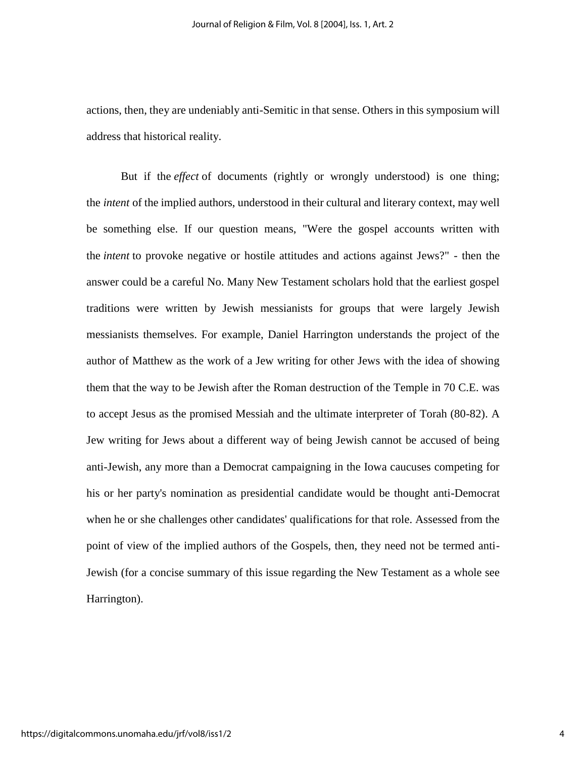actions, then, they are undeniably anti-Semitic in that sense. Others in this symposium will address that historical reality.

But if the *effect* of documents (rightly or wrongly understood) is one thing; the *intent* of the implied authors, understood in their cultural and literary context, may well be something else. If our question means, "Were the gospel accounts written with the *intent* to provoke negative or hostile attitudes and actions against Jews?" - then the answer could be a careful No. Many New Testament scholars hold that the earliest gospel traditions were written by Jewish messianists for groups that were largely Jewish messianists themselves. For example, Daniel Harrington understands the project of the author of Matthew as the work of a Jew writing for other Jews with the idea of showing them that the way to be Jewish after the Roman destruction of the Temple in 70 C.E. was to accept Jesus as the promised Messiah and the ultimate interpreter of Torah (80-82). A Jew writing for Jews about a different way of being Jewish cannot be accused of being anti-Jewish, any more than a Democrat campaigning in the Iowa caucuses competing for his or her party's nomination as presidential candidate would be thought anti-Democrat when he or she challenges other candidates' qualifications for that role. Assessed from the point of view of the implied authors of the Gospels, then, they need not be termed anti-Jewish (for a concise summary of this issue regarding the New Testament as a whole see Harrington).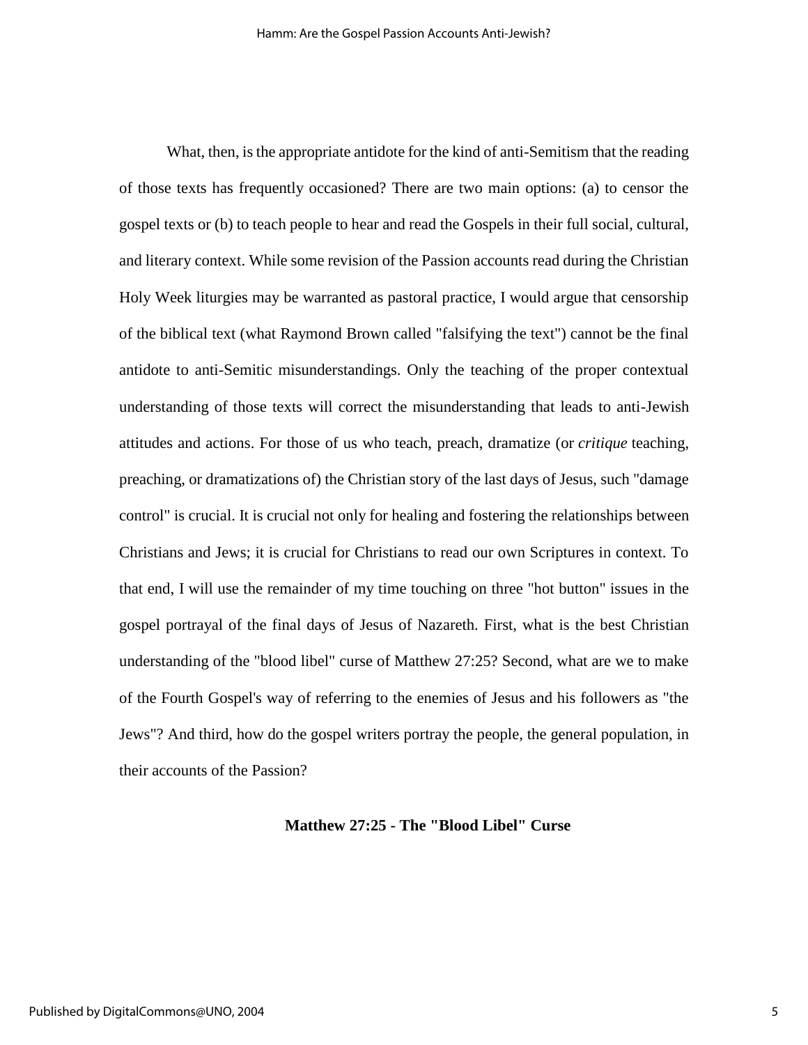What, then, is the appropriate antidote for the kind of anti-Semitism that the reading of those texts has frequently occasioned? There are two main options: (a) to censor the gospel texts or (b) to teach people to hear and read the Gospels in their full social, cultural, and literary context. While some revision of the Passion accounts read during the Christian Holy Week liturgies may be warranted as pastoral practice, I would argue that censorship of the biblical text (what Raymond Brown called "falsifying the text") cannot be the final antidote to anti-Semitic misunderstandings. Only the teaching of the proper contextual understanding of those texts will correct the misunderstanding that leads to anti-Jewish attitudes and actions. For those of us who teach, preach, dramatize (or *critique* teaching, preaching, or dramatizations of) the Christian story of the last days of Jesus, such "damage control" is crucial. It is crucial not only for healing and fostering the relationships between Christians and Jews; it is crucial for Christians to read our own Scriptures in context. To that end, I will use the remainder of my time touching on three "hot button" issues in the gospel portrayal of the final days of Jesus of Nazareth. First, what is the best Christian understanding of the "blood libel" curse of Matthew 27:25? Second, what are we to make of the Fourth Gospel's way of referring to the enemies of Jesus and his followers as "the Jews"? And third, how do the gospel writers portray the people, the general population, in their accounts of the Passion?

## Matthew 27:25 - The "Blood Libel" Curse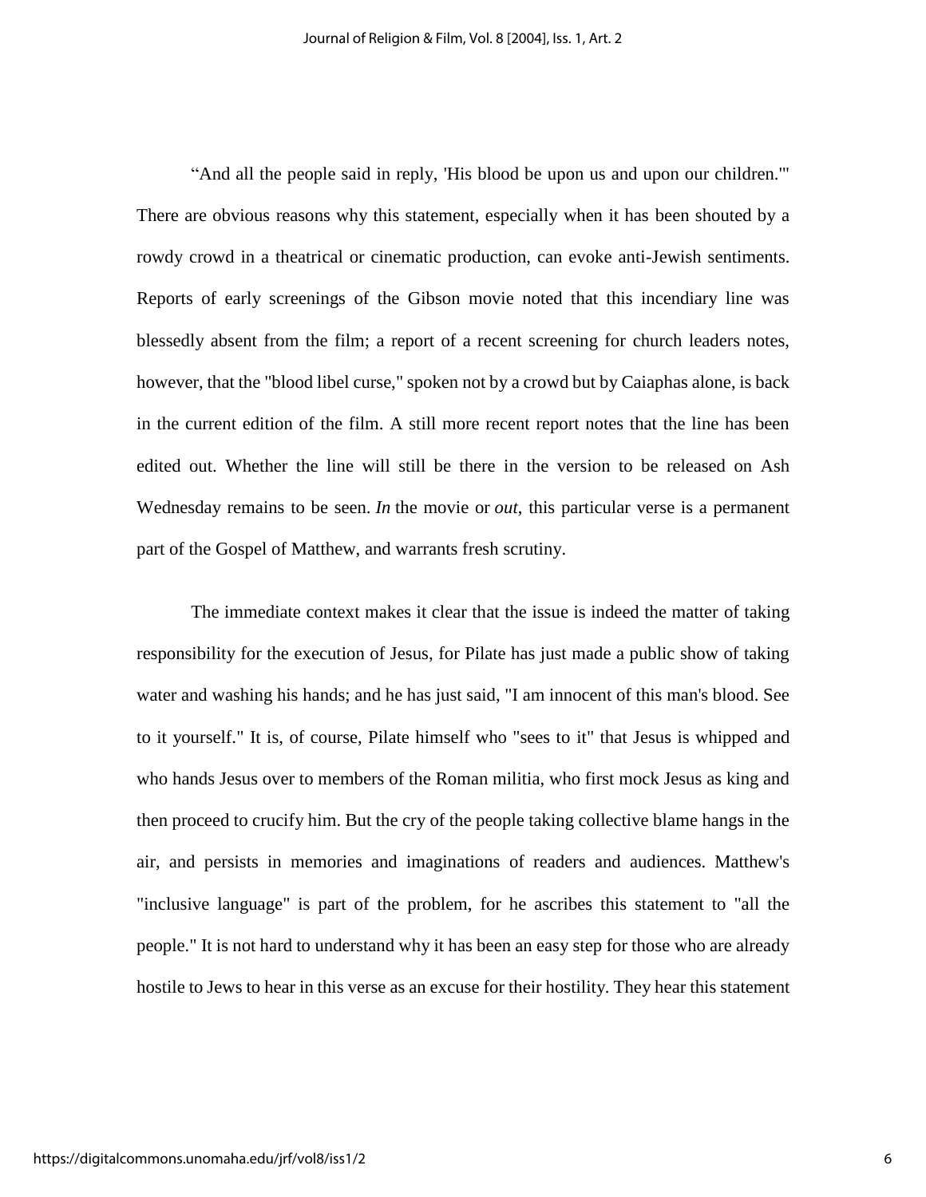"And all the people said in reply, 'His blood be upon us and upon our children.'" There are obvious reasons why this statement, especially when it has been shouted by a rowdy crowd in a theatrical or cinematic production, can evoke anti-Jewish sentiments. Reports of early screenings of the Gibson movie noted that this incendiary line was blessedly absent from the film; a report of a recent screening for church leaders notes, however, that the "blood libel curse," spoken not by a crowd but by Caiaphas alone, is back in the current edition of the film. A still more recent report notes that the line has been edited out. Whether the line will still be there in the version to be released on Ash Wednesday remains to be seen. *In* the movie or *out*, this particular verse is a permanent part of the Gospel of Matthew, and warrants fresh scrutiny.

The immediate context makes it clear that the issue is indeed the matter of taking responsibility for the execution of Jesus, for Pilate has just made a public show of taking water and washing his hands; and he has just said, "I am innocent of this man's blood. See to it yourself." It is, of course, Pilate himself who "sees to it" that Jesus is whipped and who hands Jesus over to members of the Roman militia, who first mock Jesus as king and then proceed to crucify him. But the cry of the people taking collective blame hangs in the air, and persists in memories and imaginations of readers and audiences. Matthew's "inclusive language" is part of the problem, for he ascribes this statement to "all the people." It is not hard to understand why it has been an easy step for those who are already hostile to Jews to hear in this verse as an excuse for their hostility. They hear this statement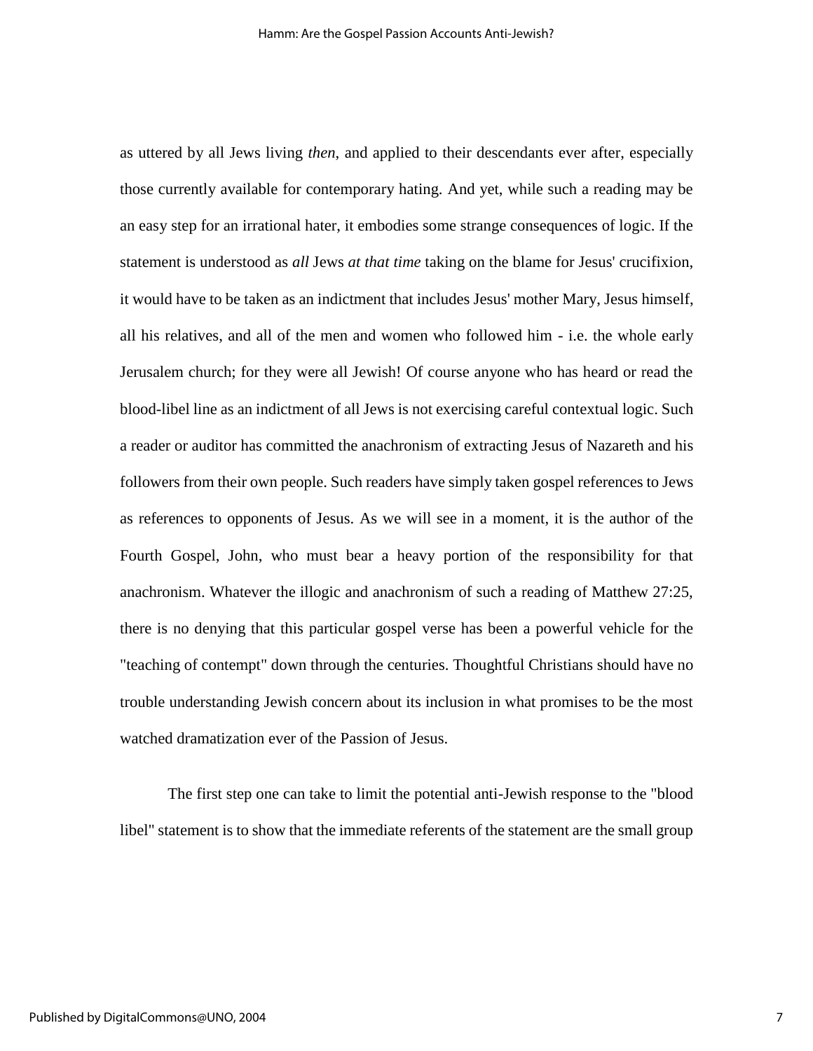as uttered by all Jews living *then*, and applied to their descendants ever after, especially those currently available for contemporary hating. And yet, while such a reading may be an easy step for an irrational hater, it embodies some strange consequences of logic. If the statement is understood as *all* Jews *at that time* taking on the blame for Jesus' crucifixion, it would have to be taken as an indictment that includes Jesus' mother Mary, Jesus himself, all his relatives, and all of the men and women who followed him - i.e. the whole early Jerusalem church; for they were all Jewish! Of course anyone who has heard or read the blood-libel line as an indictment of all Jews is not exercising careful contextual logic. Such a reader or auditor has committed the anachronism of extracting Jesus of Nazareth and his followers from their own people. Such readers have simply taken gospel references to Jews as references to opponents of Jesus. As we will see in a moment, it is the author of the Fourth Gospel, John, who must bear a heavy portion of the responsibility for that anachronism. Whatever the illogic and anachronism of such a reading of Matthew 27:25, there is no denying that this particular gospel verse has been a powerful vehicle for the "teaching of contempt" down through the centuries. Thoughtful Christians should have no trouble understanding Jewish concern about its inclusion in what promises to be the most watched dramatization ever of the Passion of Jesus.

The first step one can take to limit the potential anti-Jewish response to the "blood libel" statement is to show that the immediate referents of the statement are the small group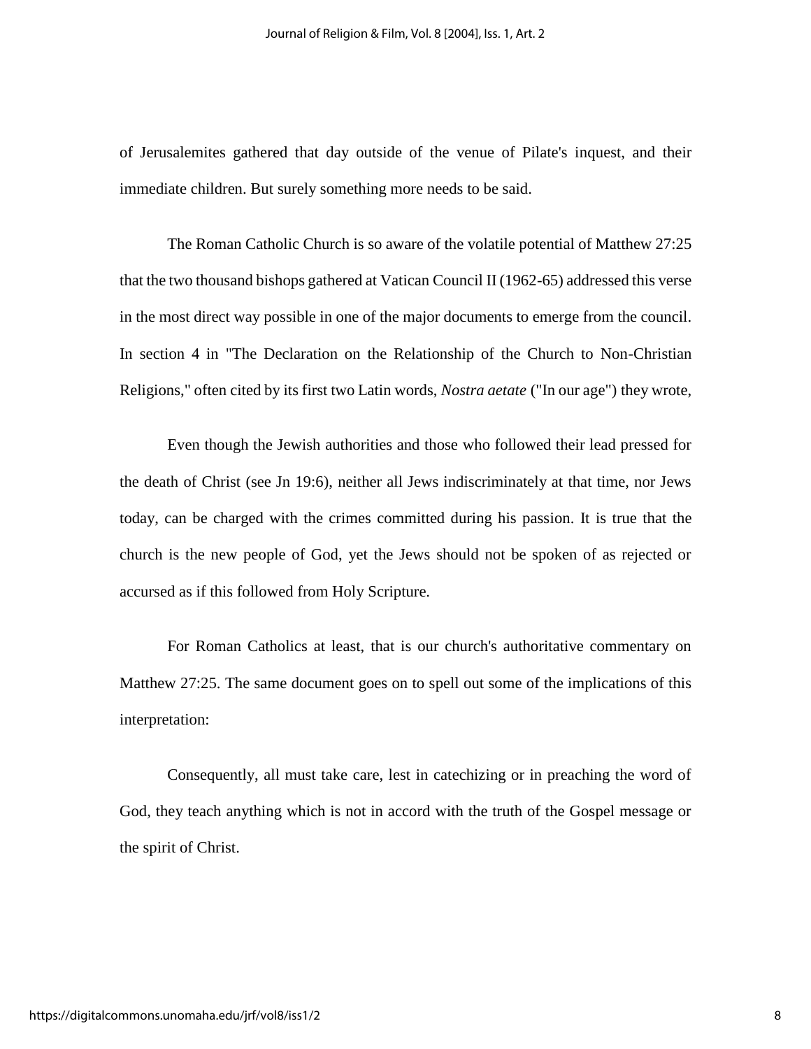of Jerusalemites gathered that day outside of the venue of Pilate's inquest, and their immediate children. But surely something more needs to be said.

The Roman Catholic Church is so aware of the volatile potential of Matthew 27:25 that the two thousand bishops gathered at Vatican Council II (1962-65) addressed this verse in the most direct way possible in one of the major documents to emerge from the council. In section 4 in "The Declaration on the Relationship of the Church to Non-Christian Religions," often cited by its first two Latin words, *Nostra aetate* ("In our age") they wrote,

> Even though the Jewish authorities and those who followed their lead pressed for the death of Christ (see Jn 19:6), neither all Jews indiscriminately at that time, nor Jews today, can be charged with the crimes committed during his passion. It is true that the church is the new people of God, yet the Jews should not be spoken of as rejected or accursed as if this followed from Holy Scripture.

For Roman Catholics at least, that is our church's authoritative commentary on Matthew 27:25. The same document goes on to spell out some of the implications of this interpretation:

> Consequently, all must take care, lest in catechizing or in preaching the word of God, they teach anything which is not in accord with the truth of the Gospel message or the spirit of Christ.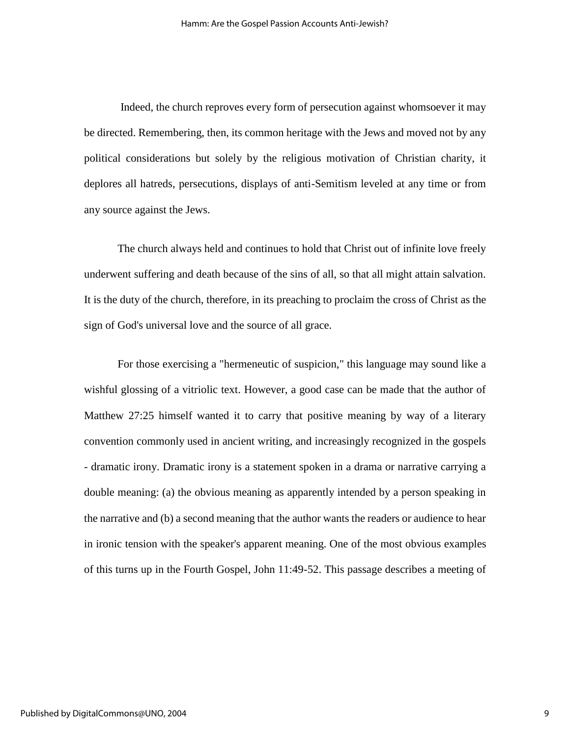Indeed, the church reproves every form of persecution against whomsoever it may be directed. Remembering, then, its common heritage with the Jews and moved not by any political considerations but solely by the religious motivation of Christian charity, it deplores all hatreds, persecutions, displays of anti-Semitism leveled at any time or from any source against the Jews.

The church always held and continues to hold that Christ out of infinite love freely underwent suffering and death because of the sins of all, so that all might attain salvation. It is the duty of the church, therefore, in its preaching to proclaim the cross of Christ as the sign of God's universal love and the source of all grace.

For those exercising a "hermeneutic of suspicion," this language may sound like a wishful glossing of a vitriolic text. However, a good case can be made that the author of Matthew 27:25 himself wanted it to carry that positive meaning by way of a literary convention commonly used in ancient writing, and increasingly recognized in the gospels - dramatic irony. Dramatic irony is a statement spoken in a drama or narrative carrying a double meaning: (a) the obvious meaning as apparently intended by a person speaking in the narrative and (b) a second meaning that the author wants the readers or audience to hear in ironic tension with the speaker's apparent meaning. One of the most obvious examples of this turns up in the Fourth Gospel, John 11:49-52. This passage describes a meeting of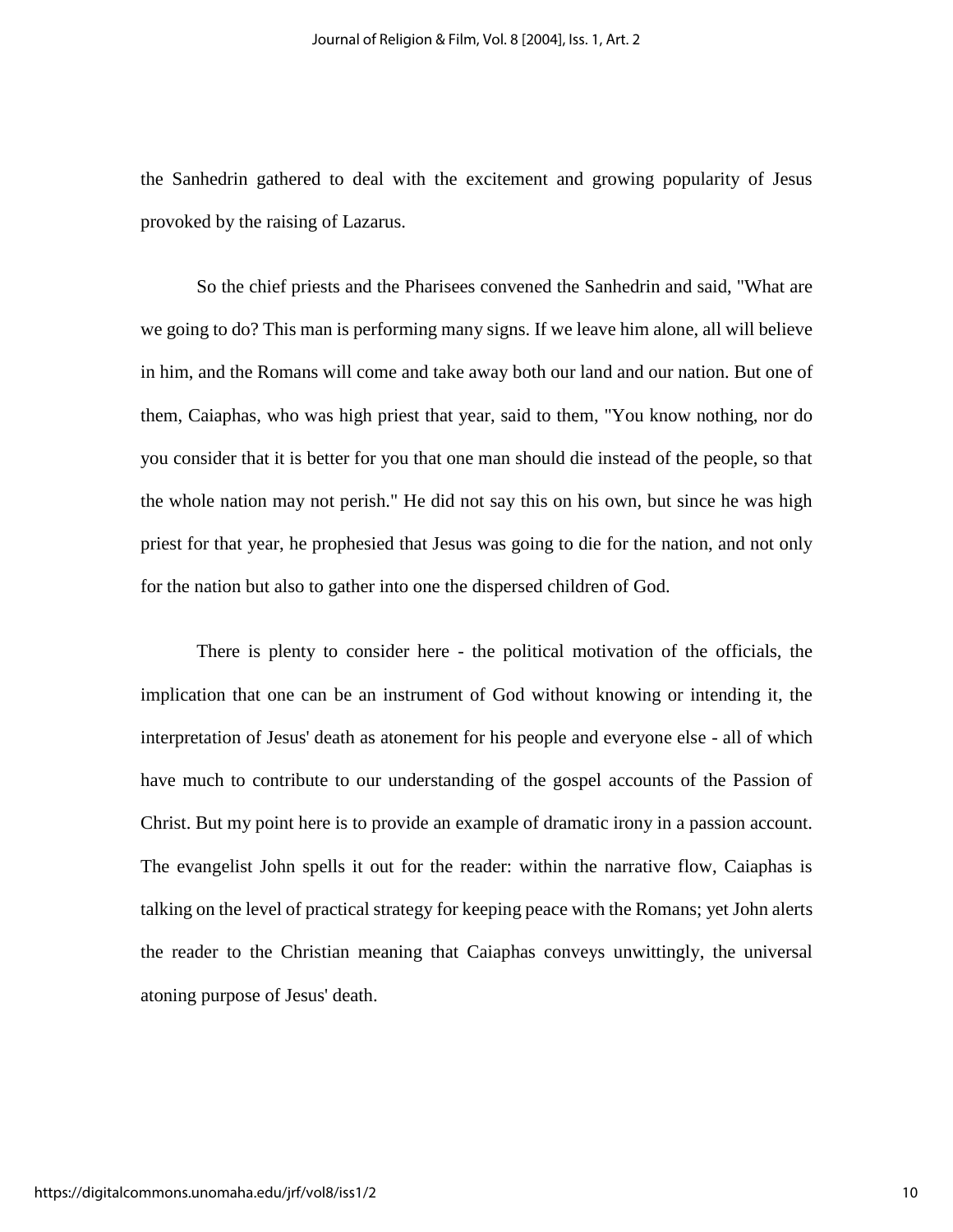the Sanhedrin gathered to deal with the excitement and growing popularity of Jesus provoked by the raising of Lazarus.

> So the chief priests and the Pharisees convened the Sanhedrin and said, "What are we going to do? This man is performing many signs. If we leave him alone, all will believe in him, and the Romans will come and take away both our land and our nation. But one of them, Caiaphas, who was high priest that year, said to them, "You know nothing, nor do you consider that it is better for you that one man should die instead of the people, so that the whole nation may not perish." He did not say this on his own, but since he was high priest for that year, he prophesied that Jesus was going to die for the nation, and not only for the nation but also to gather into one the dispersed children of God.

There is plenty to consider here - the political motivation of the officials, the implication that one can be an instrument of God without knowing or intending it, the interpretation of Jesus' death as atonement for his people and everyone else - all of which have much to contribute to our understanding of the gospel accounts of the Passion of Christ. But my point here is to provide an example of dramatic irony in a passion account. The evangelist John spells it out for the reader: within the narrative flow, Caiaphas is talking on the level of practical strategy for keeping peace with the Romans; yet John alerts the reader to the Christian meaning that Caiaphas conveys unwittingly, the universal atoning purpose of Jesus' death.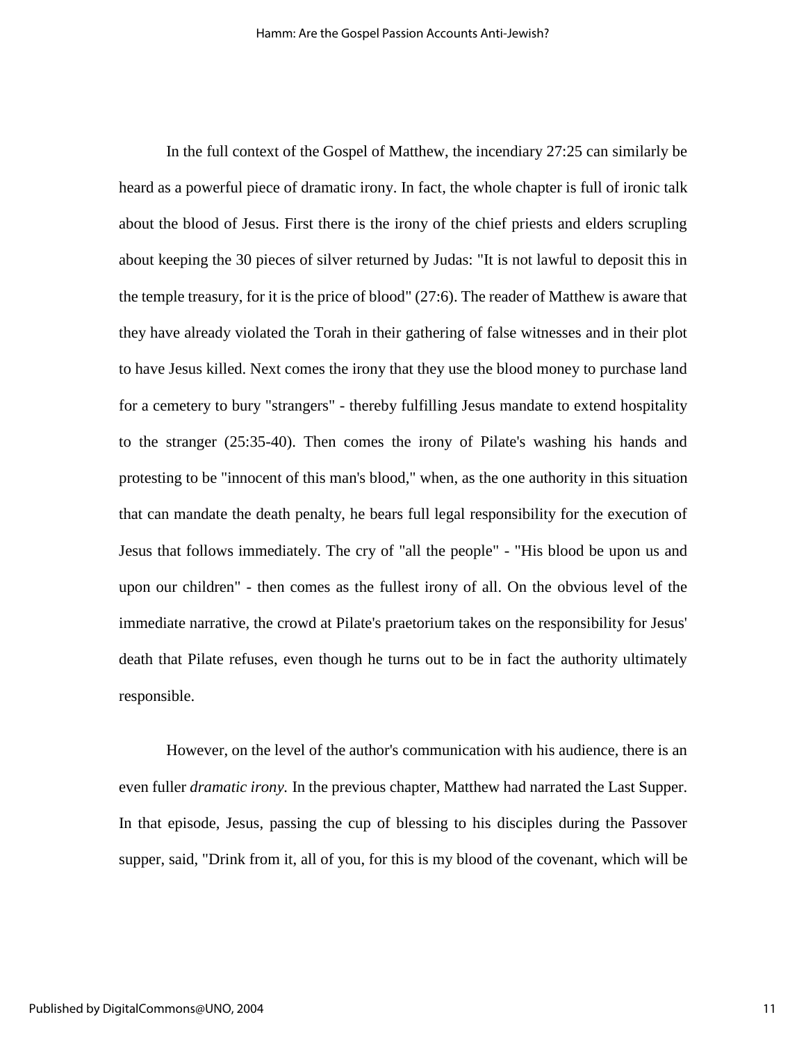In the full context of the Gospel of Matthew, the incendiary 27:25 can similarly be heard as a powerful piece of dramatic irony. In fact, the whole chapter is full of ironic talk about the blood of Jesus. First there is the irony of the chief priests and elders scrupling about keeping the 30 pieces of silver returned by Judas: "It is not lawful to deposit this in the temple treasury, for it is the price of blood" (27:6). The reader of Matthew is aware that they have already violated the Torah in their gathering of false witnesses and in their plot to have Jesus killed. Next comes the irony that they use the blood money to purchase land for a cemetery to bury "strangers" - thereby fulfilling Jesus mandate to extend hospitality to the stranger (25:35-40). Then comes the irony of Pilate's washing his hands and protesting to be "innocent of this man's blood," when, as the one authority in this situation that can mandate the death penalty, he bears full legal responsibility for the execution of Jesus that follows immediately. The cry of "all the people" - "His blood be upon us and upon our children" - then comes as the fullest irony of all. On the obvious level of the immediate narrative, the crowd at Pilate's praetorium takes on the responsibility for Jesus' death that Pilate refuses, even though he turns out to be in fact the authority ultimately responsible.

However, on the level of the author's communication with his audience, there is an even fuller *dramatic irony.* In the previous chapter, Matthew had narrated the Last Supper. In that episode, Jesus, passing the cup of blessing to his disciples during the Passover supper, said, "Drink from it, all of you, for this is my blood of the covenant, which will be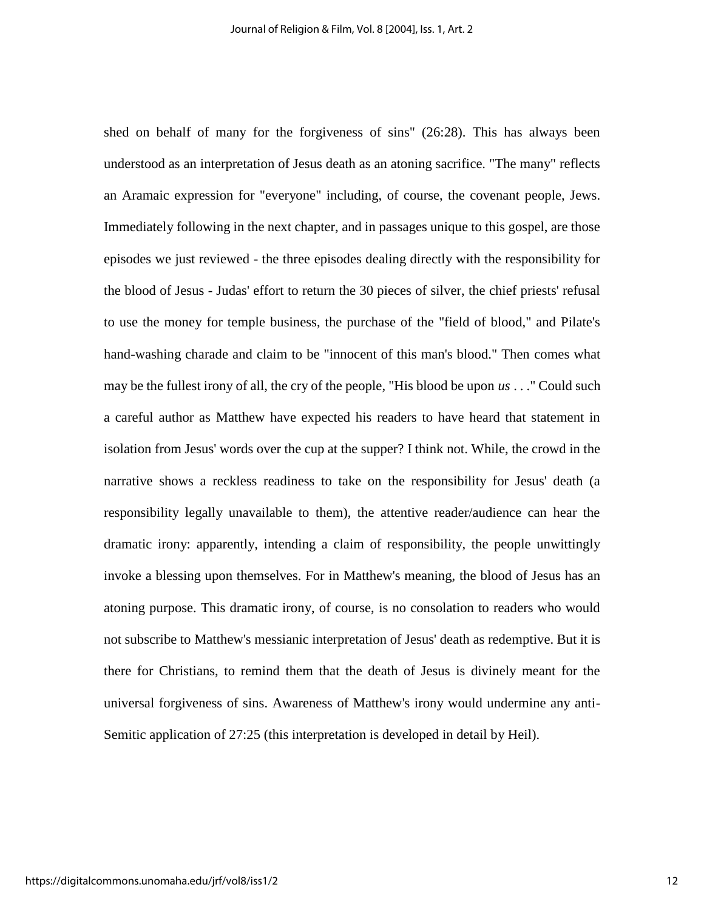shed on behalf of many for the forgiveness of sins" (26:28). This has always been understood as an interpretation of Jesus death as an atoning sacrifice. "The many" reflects an Aramaic expression for "everyone" including, of course, the covenant people, Jews. Immediately following in the next chapter, and in passages unique to this gospel, are those episodes we just reviewed - the three episodes dealing directly with the responsibility for the blood of Jesus - Judas' effort to return the 30 pieces of silver, the chief priests' refusal to use the money for temple business, the purchase of the "field of blood," and Pilate's hand-washing charade and claim to be "innocent of this man's blood." Then comes what may be the fullest irony of all, the cry of the people, "His blood be upon *us* . . ." Could such a careful author as Matthew have expected his readers to have heard that statement in isolation from Jesus' words over the cup at the supper? I think not. While, the crowd in the narrative shows a reckless readiness to take on the responsibility for Jesus' death (a responsibility legally unavailable to them), the attentive reader/audience can hear the dramatic irony: apparently, intending a claim of responsibility, the people unwittingly invoke a blessing upon themselves. For in Matthew's meaning, the blood of Jesus has an atoning purpose. This dramatic irony, of course, is no consolation to readers who would not subscribe to Matthew's messianic interpretation of Jesus' death as redemptive. But it is there for Christians, to remind them that the death of Jesus is divinely meant for the universal forgiveness of sins. Awareness of Matthew's irony would undermine any anti-Semitic application of 27:25 (this interpretation is developed in detail by Heil).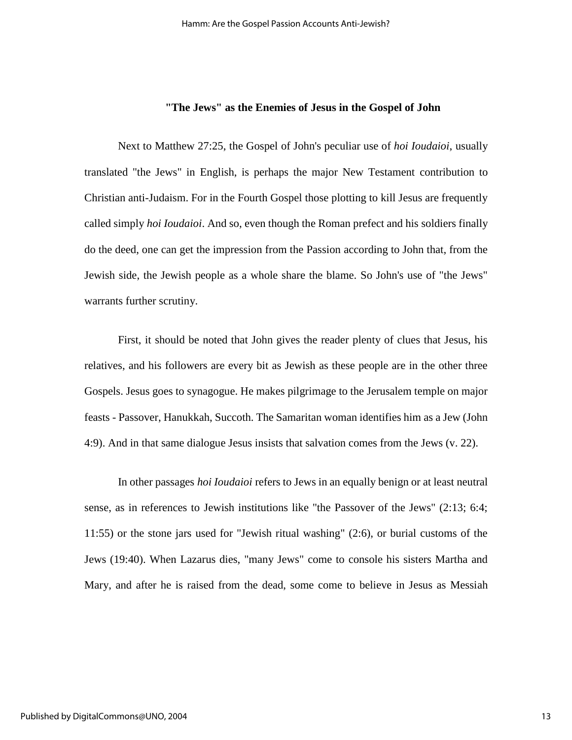### "The Jews" as the Enemies of Jesus in the Gospel of John

Next to Matthew 27:25, the Gospel of John's peculiar use of *hoi Ioudaioi*, usually translated "the Jews" in English, is perhaps the major New Testament contribution to Christian anti-Judaism. For in the Fourth Gospel those plotting to kill Jesus are frequently called simply *hoi Ioudaioi*. And so, even though the Roman prefect and his soldiers finally do the deed, one can get the impression from the Passion according to John that, from the Jewish side, the Jewish people as a whole share the blame. So John's use of "the Jews" warrants further scrutiny.

First, it should be noted that John gives the reader plenty of clues that Jesus, his relatives, and his followers are every bit as Jewish as these people are in the other three Gospels. Jesus goes to synagogue. He makes pilgrimage to the Jerusalem temple on major feasts - Passover, Hanukkah, Succoth. The Samaritan woman identifies him as a Jew (John 4:9). And in that same dialogue Jesus insists that salvation comes from the Jews (v. 22).

In other passages *hoi Ioudaioi* refers to Jews in an equally benign or at least neutral sense, as in references to Jewish institutions like "the Passover of the Jews" (2:13; 6:4; 11:55) or the stone jars used for "Jewish ritual washing" (2:6), or burial customs of the Jews (19:40). When Lazarus dies, "many Jews" come to console his sisters Martha and Mary, and after he is raised from the dead, some come to believe in Jesus as Messiah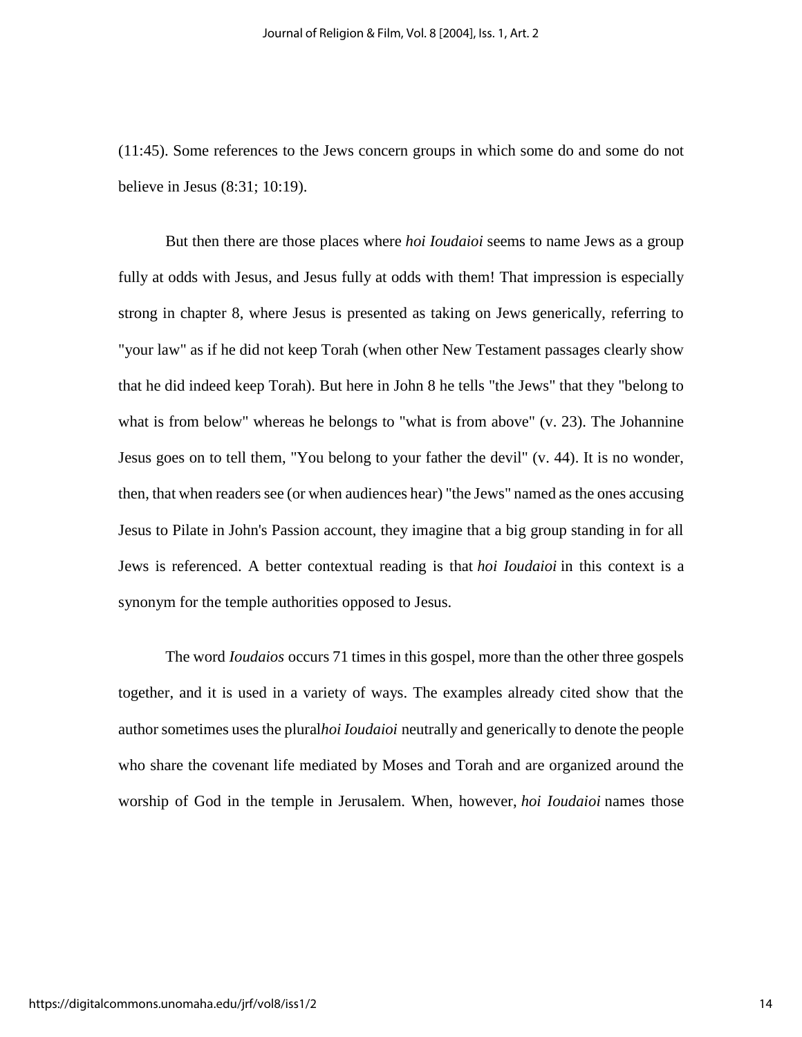(11:45). Some references to the Jews concern groups in which some do and some do not believe in Jesus (8:31; 10:19).

But then there are those places where *hoi Ioudaioi* seems to name Jews as a group fully at odds with Jesus, and Jesus fully at odds with them! That impression is especially strong in chapter 8, where Jesus is presented as taking on Jews generically, referring to "your law" as if he did not keep Torah (when other New Testament passages clearly show that he did indeed keep Torah). But here in John 8 he tells "the Jews" that they "belong to what is from below" whereas he belongs to "what is from above" (v. 23). The Johannine Jesus goes on to tell them, "You belong to your father the devil" (v. 44). It is no wonder, then, that when readers see (or when audiences hear) "the Jews" named as the ones accusing Jesus to Pilate in John's Passion account, they imagine that a big group standing in for all Jews is referenced. A better contextual reading is that *hoi Ioudaioi* in this context is a synonym for the temple authorities opposed to Jesus.

The word *Ioudaios* occurs 71 times in this gospel, more than the other three gospels together, and it is used in a variety of ways. The examples already cited show that the author sometimes uses the plural*hoi Ioudaioi* neutrally and generically to denote the people who share the covenant life mediated by Moses and Torah and are organized around the worship of God in the temple in Jerusalem. When, however, *hoi Ioudaioi* names those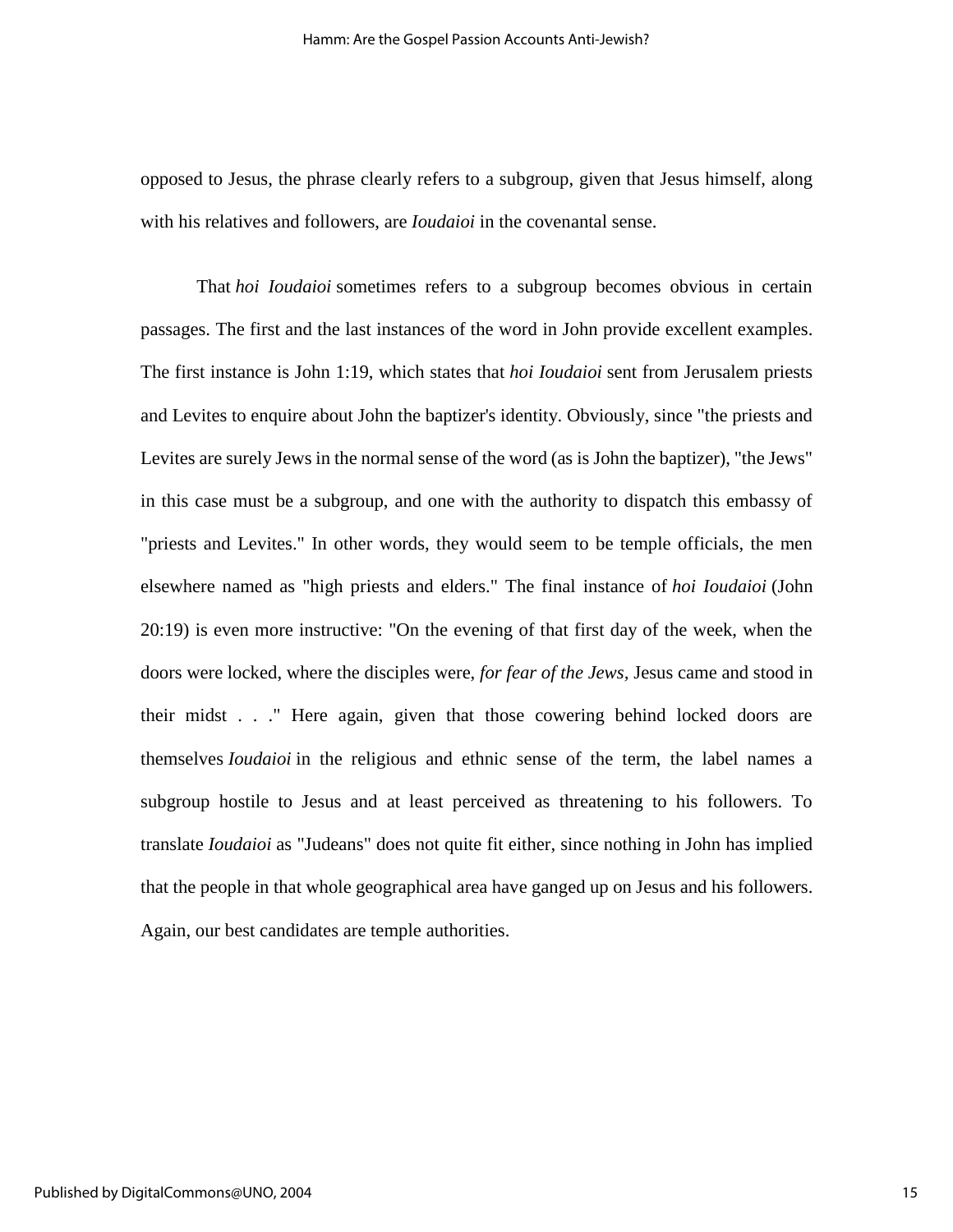opposed to Jesus, the phrase clearly refers to a subgroup, given that Jesus himself, along with his relatives and followers, are *Ioudaioi* in the covenantal sense.

That *hoi Ioudaioi* sometimes refers to a subgroup becomes obvious in certain passages. The first and the last instances of the word in John provide excellent examples. The first instance is John 1:19, which states that *hoi Ioudaioi* sent from Jerusalem priests and Levites to enquire about John the baptizer's identity. Obviously, since "the priests and Levites are surely Jews in the normal sense of the word (as is John the baptizer), "the Jews" in this case must be a subgroup, and one with the authority to dispatch this embassy of "priests and Levites." In other words, they would seem to be temple officials, the men elsewhere named as "high priests and elders." The final instance of *hoi Ioudaioi* (John 20:19) is even more instructive: "On the evening of that first day of the week, when the doors were locked, where the disciples were, *for fear of the Jews*, Jesus came and stood in their midst . . ." Here again, given that those cowering behind locked doors are themselves *Ioudaioi* in the religious and ethnic sense of the term, the label names a subgroup hostile to Jesus and at least perceived as threatening to his followers. To translate *Ioudaioi* as "Judeans" does not quite fit either, since nothing in John has implied that the people in that whole geographical area have ganged up on Jesus and his followers. Again, our best candidates are temple authorities.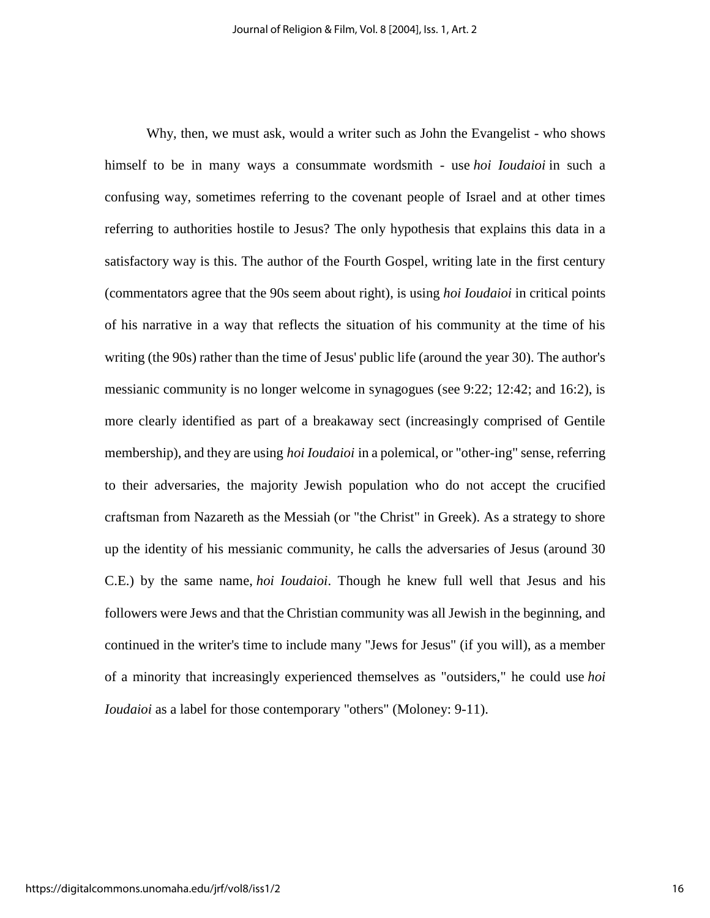Why, then, we must ask, would a writer such as John the Evangelist - who shows himself to be in many ways a consummate wordsmith - use *hoi Ioudaioi* in such a confusing way, sometimes referring to the covenant people of Israel and at other times referring to authorities hostile to Jesus? The only hypothesis that explains this data in a satisfactory way is this. The author of the Fourth Gospel, writing late in the first century (commentators agree that the 90s seem about right), is using *hoi Ioudaioi* in critical points of his narrative in a way that reflects the situation of his community at the time of his writing (the 90s) rather than the time of Jesus' public life (around the year 30). The author's messianic community is no longer welcome in synagogues (see 9:22; 12:42; and 16:2), is more clearly identified as part of a breakaway sect (increasingly comprised of Gentile membership), and they are using *hoi Ioudaioi* in a polemical, or "other-ing" sense, referring to their adversaries, the majority Jewish population who do not accept the crucified craftsman from Nazareth as the Messiah (or "the Christ" in Greek). As a strategy to shore up the identity of his messianic community, he calls the adversaries of Jesus (around 30 C.E.) by the same name, *hoi Ioudaioi*. Though he knew full well that Jesus and his followers were Jews and that the Christian community was all Jewish in the beginning, and continued in the writer's time to include many "Jews for Jesus" (if you will), as a member of a minority that increasingly experienced themselves as "outsiders," he could use *hoi Ioudaioi* as a label for those contemporary "others" (Moloney: 9-11).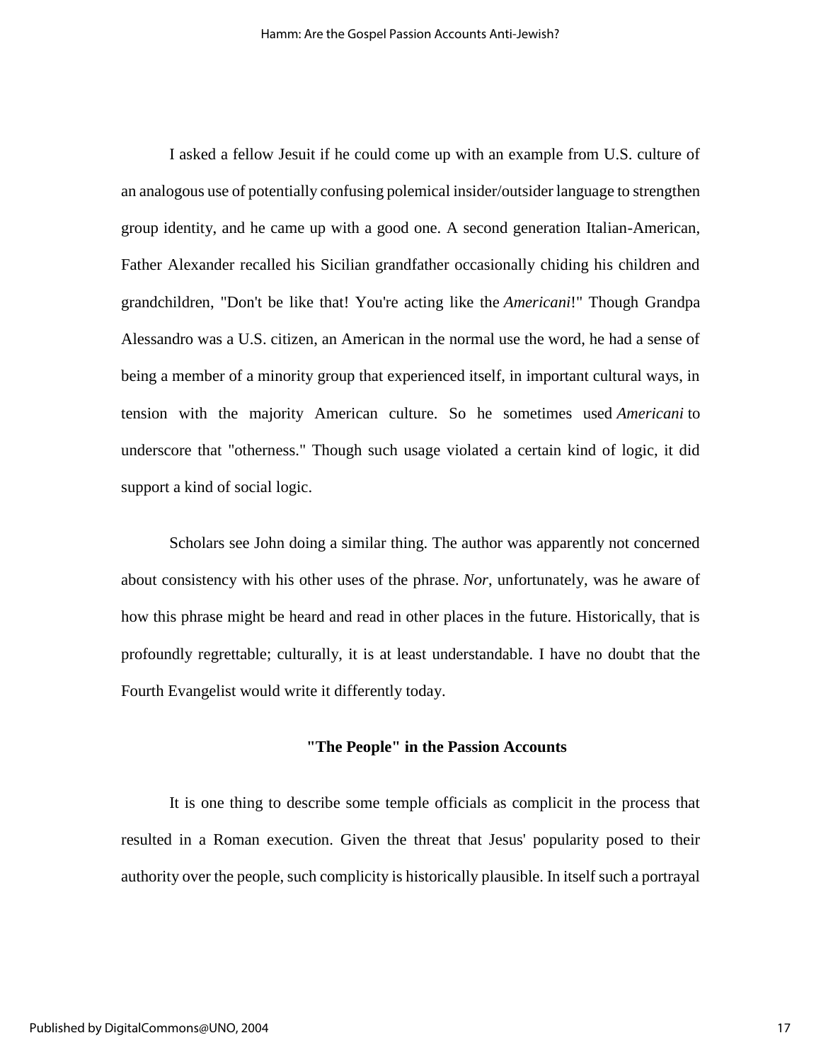I asked a fellow Jesuit if he could come up with an example from U.S. culture of an analogous use of potentially confusing polemical insider/outsider language to strengthen group identity, and he came up with a good one. A second generation Italian-American, Father Alexander recalled his Sicilian grandfather occasionally chiding his children and grandchildren, "Don't be like that! You're acting like the *Americani*!" Though Grandpa Alessandro was a U.S. citizen, an American in the normal use the word, he had a sense of being a member of a minority group that experienced itself, in important cultural ways, in tension with the majority American culture. So he sometimes used *Americani* to underscore that "otherness." Though such usage violated a certain kind of logic, it did support a kind of social logic.

Scholars see John doing a similar thing. The author was apparently not concerned about consistency with his other uses of the phrase. *Nor*, unfortunately, was he aware of how this phrase might be heard and read in other places in the future. Historically, that is profoundly regrettable; culturally, it is at least understandable. I have no doubt that the Fourth Evangelist would write it differently today.

### "The People" in the Passion Accounts

It is one thing to describe some temple officials as complicit in the process that resulted in a Roman execution. Given the threat that Jesus' popularity posed to their authority over the people, such complicity is historically plausible. In itself such a portrayal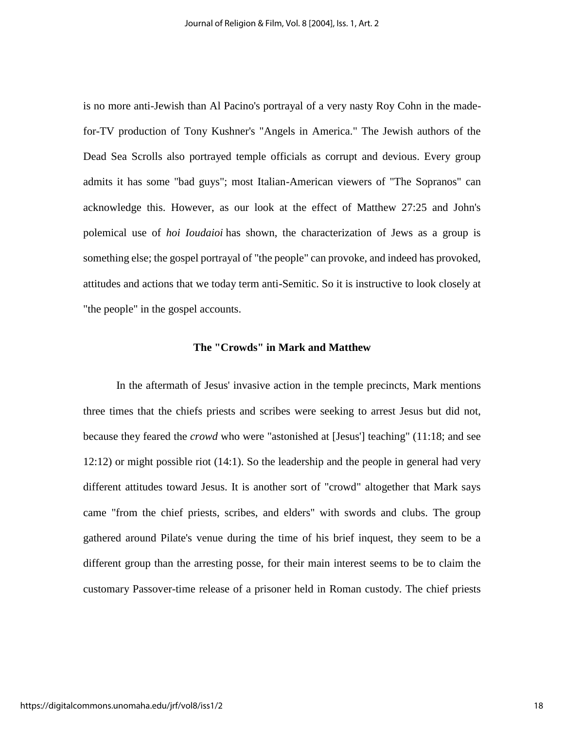is no more anti-Jewish than Al Pacino's portrayal of a very nasty Roy Cohn in the made-for-TV production of Tony Kushner's "Angels in America." The Jewish authors of the Dead Sea Scrolls also portrayed temple officials as corrupt and devious. Every group admits it has some "bad guys"; most Italian-American viewers of "The Sopranos" can acknowledge this. However, as our look at the effect of Matthew 27:25 and John's polemical use of *hoi Ioudaioi* has shown, the characterization of Jews as a group is something else; the gospel portrayal of "the people" can provoke, and indeed has provoked, attitudes and actions that we today term anti-Semitic. So it is instructive to look closely at "the people" in the gospel accounts.

### The "Crowds" in Mark and Matthew

In the aftermath of Jesus' invasive action in the temple precincts, Mark mentions three times that the chiefs priests and scribes were seeking to arrest Jesus but did not, because they feared the *crowd* who were "astonished at [Jesus'] teaching" (11:18; and see 12:12) or might possible riot (14:1). So the leadership and the people in general had very different attitudes toward Jesus. It is another sort of "crowd" altogether that Mark says came "from the chief priests, scribes, and elders" with swords and clubs. The group gathered around Pilate's venue during the time of his brief inquest, they seem to be a different group than the arresting posse, for their main interest seems to be to claim the customary Passover-time release of a prisoner held in Roman custody. The chief priests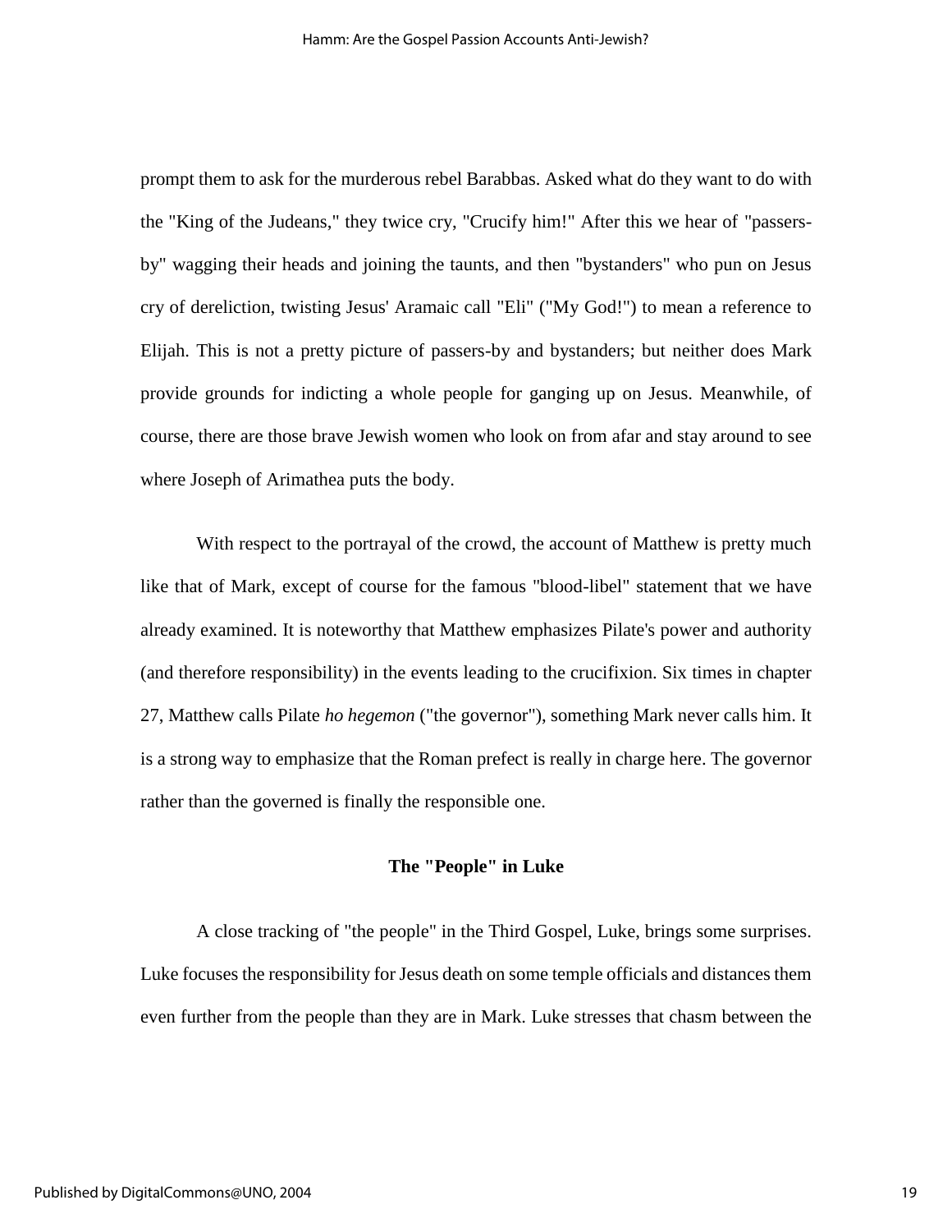prompt them to ask for the murderous rebel Barabbas. Asked what do they want to do with the "King of the Judeans," they twice cry, "Crucify him!" After this we hear of "passers-by" wagging their heads and joining the taunts, and then "bystanders" who pun on Jesus cry of dereliction, twisting Jesus' Aramaic call "Eli" ("My God!") to mean a reference to Elijah. This is not a pretty picture of passers-by and bystanders; but neither does Mark provide grounds for indicting a whole people for ganging up on Jesus. Meanwhile, of course, there are those brave Jewish women who look on from afar and stay around to see where Joseph of Arimathea puts the body.

With respect to the portrayal of the crowd, the account of Matthew is pretty much like that of Mark, except of course for the famous "blood-libel" statement that we have already examined. It is noteworthy that Matthew emphasizes Pilate's power and authority (and therefore responsibility) in the events leading to the crucifixion. Six times in chapter 27, Matthew calls Pilate *ho hegemon* ("the governor"), something Mark never calls him. It is a strong way to emphasize that the Roman prefect is really in charge here. The governor rather than the governed is finally the responsible one.

### The "People" in Luke

A close tracking of "the people" in the Third Gospel, Luke, brings some surprises. Luke focuses the responsibility for Jesus death on some temple officials and distances them even further from the people than they are in Mark. Luke stresses that chasm between the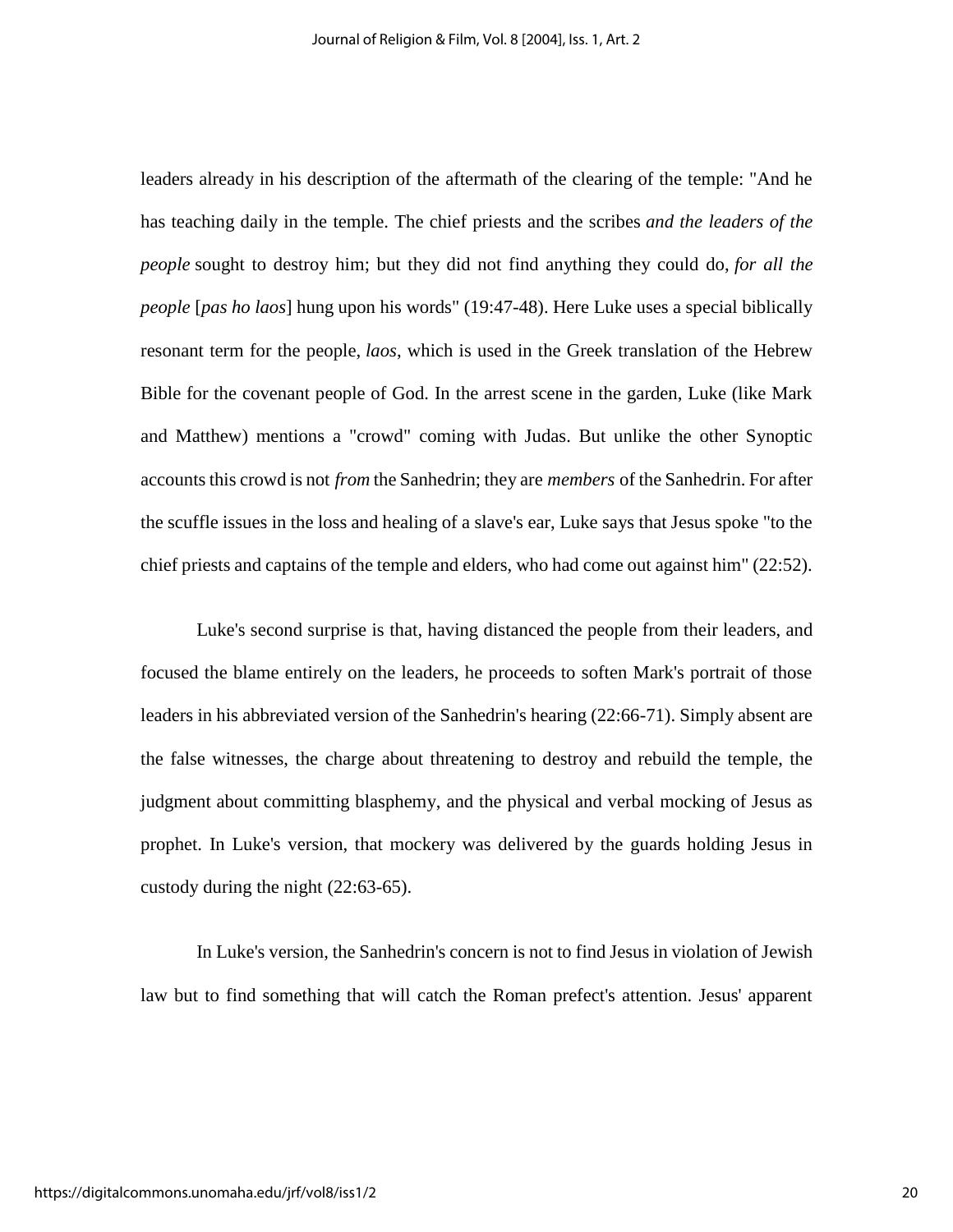leaders already in his description of the aftermath of the clearing of the temple: "And he has teaching daily in the temple. The chief priests and the scribes *and the leaders of the people* sought to destroy him; but they did not find anything they could do, *for all the people* [*pas ho laos*] hung upon his words" (19:47-48). Here Luke uses a special biblically resonant term for the people, *laos*, which is used in the Greek translation of the Hebrew Bible for the covenant people of God. In the arrest scene in the garden, Luke (like Mark and Matthew) mentions a "crowd" coming with Judas. But unlike the other Synoptic accounts this crowd is not *from* the Sanhedrin; they are *members* of the Sanhedrin. For after the scuffle issues in the loss and healing of a slave's ear, Luke says that Jesus spoke "to the chief priests and captains of the temple and elders, who had come out against him" (22:52).

Luke's second surprise is that, having distanced the people from their leaders, and focused the blame entirely on the leaders, he proceeds to soften Mark's portrait of those leaders in his abbreviated version of the Sanhedrin's hearing (22:66-71). Simply absent are the false witnesses, the charge about threatening to destroy and rebuild the temple, the judgment about committing blasphemy, and the physical and verbal mocking of Jesus as prophet. In Luke's version, that mockery was delivered by the guards holding Jesus in custody during the night (22:63-65).

In Luke's version, the Sanhedrin's concern is not to find Jesus in violation of Jewish law but to find something that will catch the Roman prefect's attention. Jesus' apparent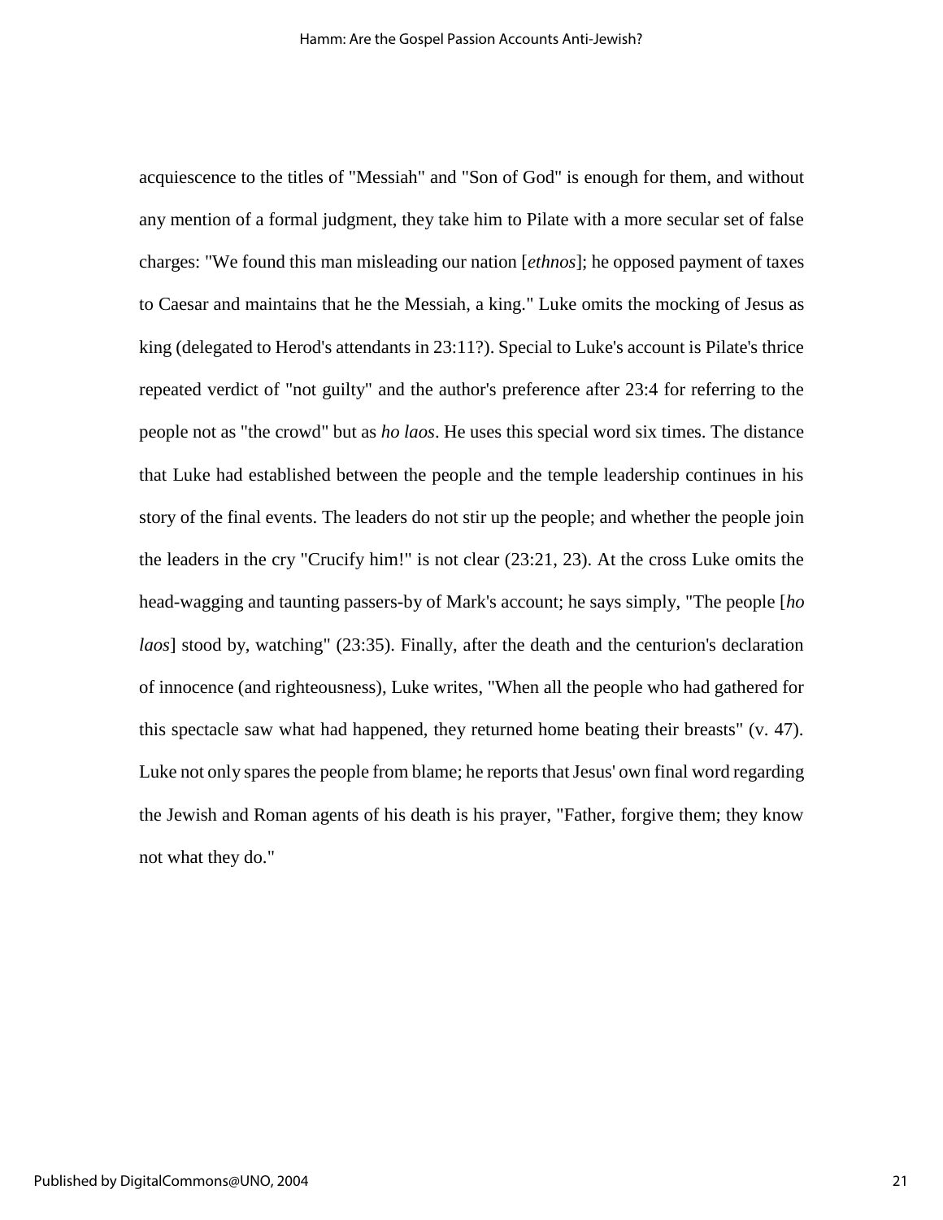acquiescence to the titles of "Messiah" and "Son of God" is enough for them, and without any mention of a formal judgment, they take him to Pilate with a more secular set of false charges: "We found this man misleading our nation [*ethnos*]; he opposed payment of taxes to Caesar and maintains that he the Messiah, a king." Luke omits the mocking of Jesus as king (delegated to Herod's attendants in 23:11?). Special to Luke's account is Pilate's thrice repeated verdict of "not guilty" and the author's preference after 23:4 for referring to the people not as "the crowd" but as *ho laos*. He uses this special word six times. The distance that Luke had established between the people and the temple leadership continues in his story of the final events. The leaders do not stir up the people; and whether the people join the leaders in the cry "Crucify him!" is not clear (23:21, 23). At the cross Luke omits the head-wagging and taunting passers-by of Mark's account; he says simply, "The people [*ho laos*] stood by, watching" (23:35). Finally, after the death and the centurion's declaration of innocence (and righteousness), Luke writes, "When all the people who had gathered for this spectacle saw what had happened, they returned home beating their breasts" (v. 47). Luke not only spares the people from blame; he reports that Jesus' own final word regarding the Jewish and Roman agents of his death is his prayer, "Father, forgive them; they know not what they do."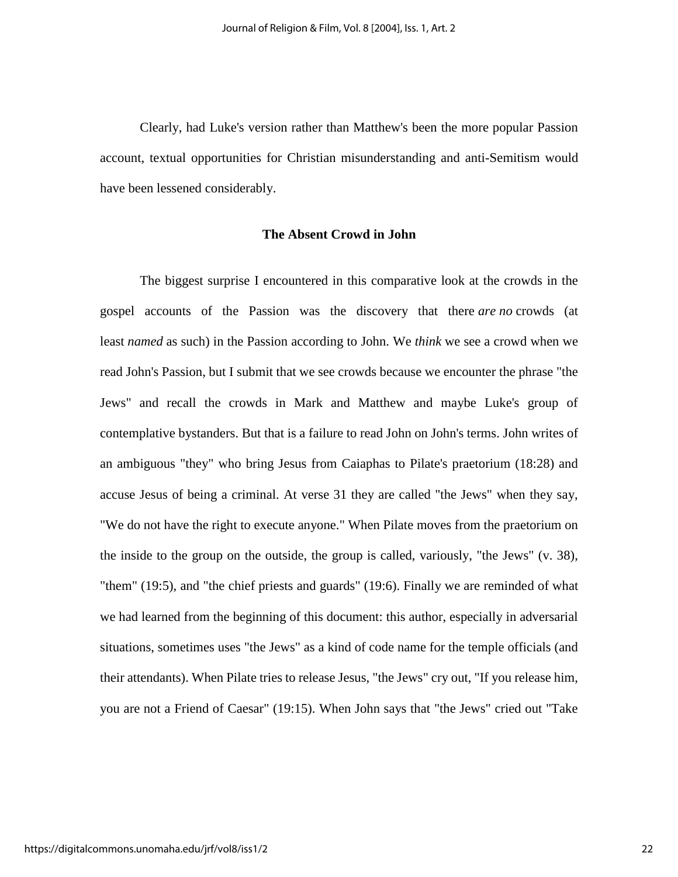Clearly, had Luke's version rather than Matthew's been the more popular Passion account, textual opportunities for Christian misunderstanding and anti-Semitism would have been lessened considerably.

### The Absent Crowd in John

The biggest surprise I encountered in this comparative look at the crowds in the gospel accounts of the Passion was the discovery that there *are no* crowds (at least *named* as such) in the Passion according to John. We *think* we see a crowd when we read John's Passion, but I submit that we see crowds because we encounter the phrase "the Jews" and recall the crowds in Mark and Matthew and maybe Luke's group of contemplative bystanders. But that is a failure to read John on John's terms. John writes of an ambiguous "they" who bring Jesus from Caiaphas to Pilate's praetorium (18:28) and accuse Jesus of being a criminal. At verse 31 they are called "the Jews" when they say, "We do not have the right to execute anyone." When Pilate moves from the praetorium on the inside to the group on the outside, the group is called, variously, "the Jews" (v. 38), "them" (19:5), and "the chief priests and guards" (19:6). Finally we are reminded of what we had learned from the beginning of this document: this author, especially in adversarial situations, sometimes uses "the Jews" as a kind of code name for the temple officials (and their attendants). When Pilate tries to release Jesus, "the Jews" cry out, "If you release him, you are not a Friend of Caesar" (19:15). When John says that "the Jews" cried out "Take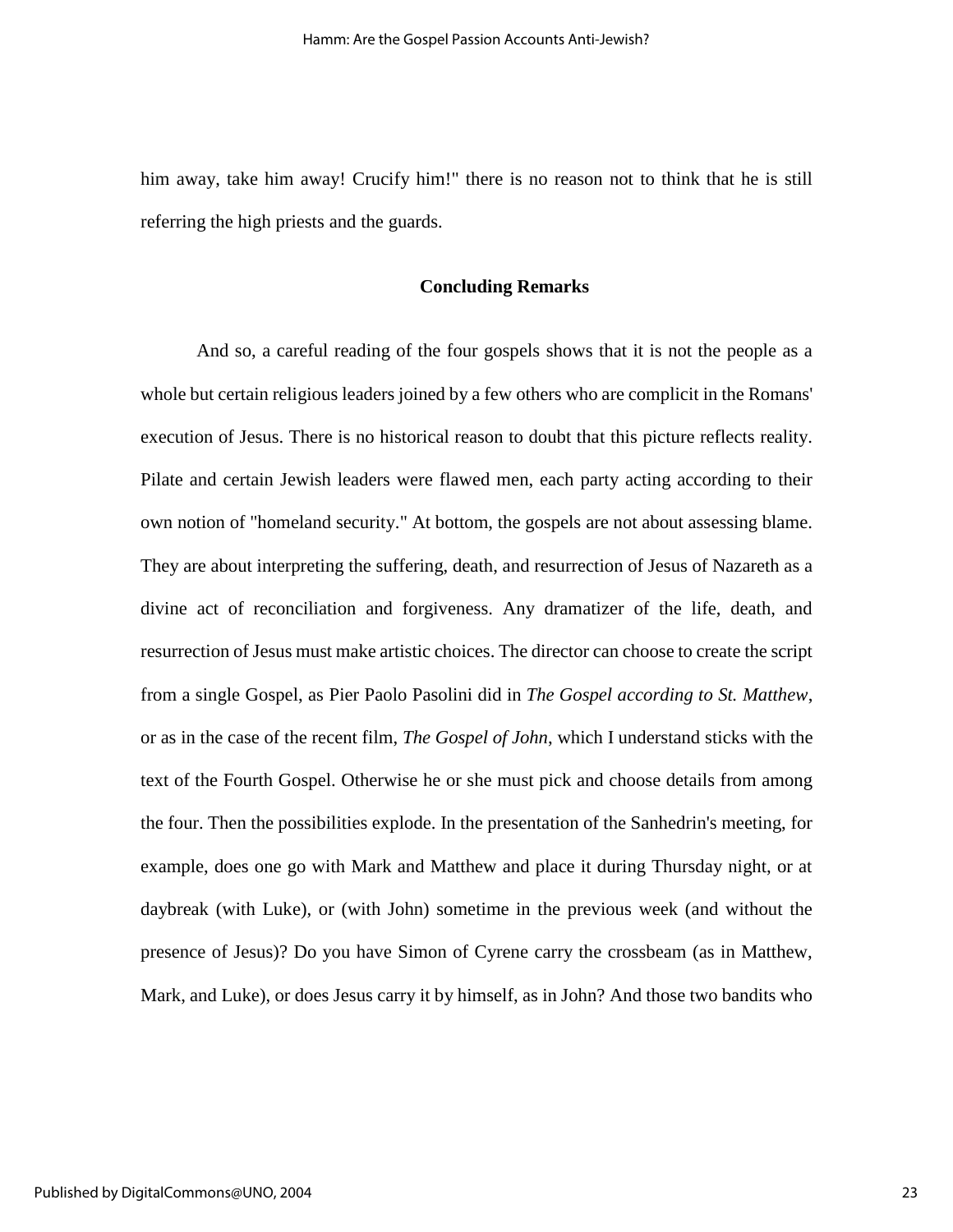him away, take him away! Crucify him!" there is no reason not to think that he is still referring the high priests and the guards.

## Concluding Remarks

And so, a careful reading of the four gospels shows that it is not the people as a whole but certain religious leaders joined by a few others who are complicit in the Romans' execution of Jesus. There is no historical reason to doubt that this picture reflects reality. Pilate and certain Jewish leaders were flawed men, each party acting according to their own notion of "homeland security." At bottom, the gospels are not about assessing blame. They are about interpreting the suffering, death, and resurrection of Jesus of Nazareth as a divine act of reconciliation and forgiveness. Any dramatizer of the life, death, and resurrection of Jesus must make artistic choices. The director can choose to create the script from a single Gospel, as Pier Paolo Pasolini did in *The Gospel according to St. Matthew*, or as in the case of the recent film, *The Gospel of John*, which I understand sticks with the text of the Fourth Gospel. Otherwise he or she must pick and choose details from among the four. Then the possibilities explode. In the presentation of the Sanhedrin's meeting, for example, does one go with Mark and Matthew and place it during Thursday night, or at daybreak (with Luke), or (with John) sometime in the previous week (and without the presence of Jesus)? Do you have Simon of Cyrene carry the crossbeam (as in Matthew, Mark, and Luke), or does Jesus carry it by himself, as in John? And those two bandits who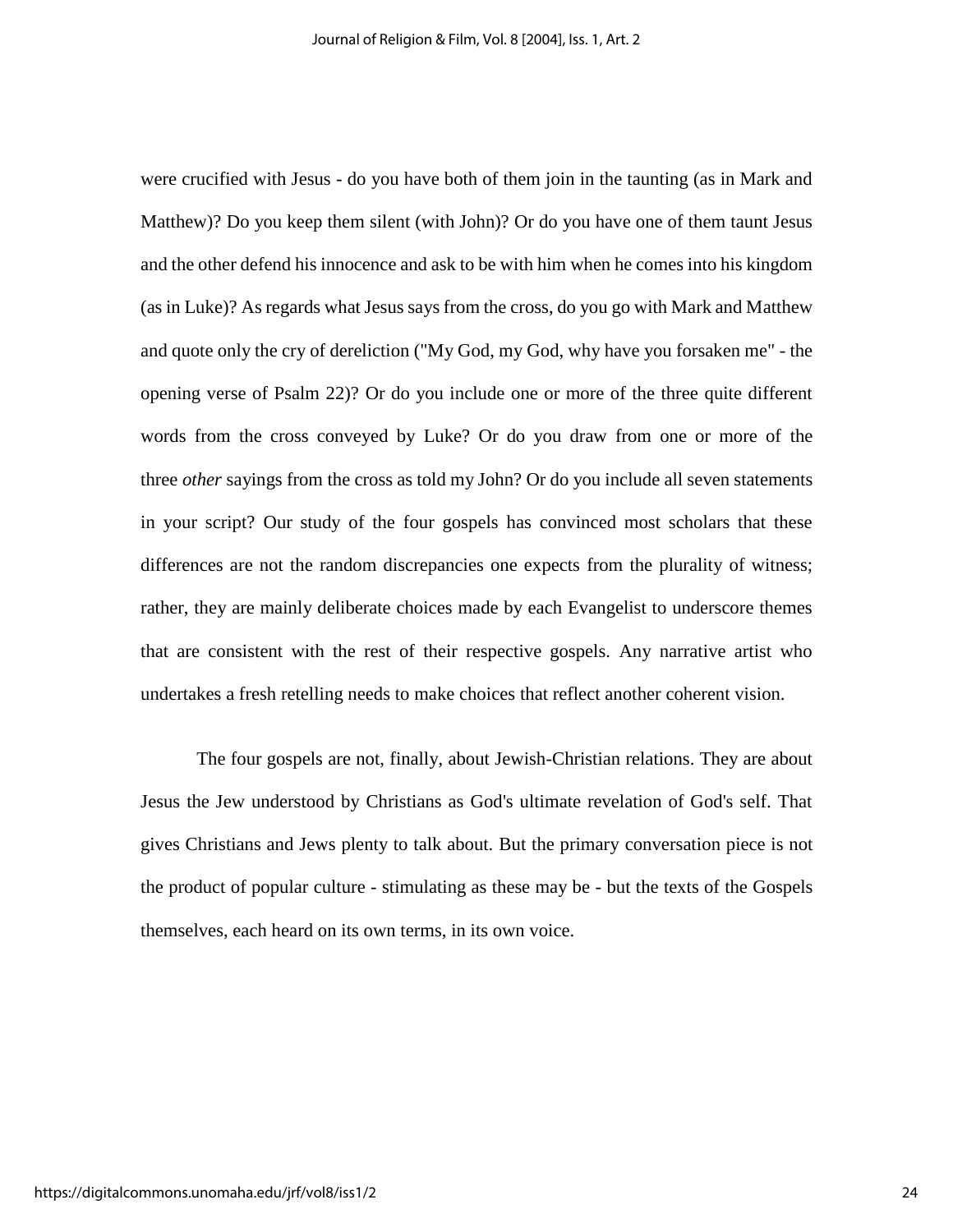were crucified with Jesus - do you have both of them join in the taunting (as in Mark and Matthew)? Do you keep them silent (with John)? Or do you have one of them taunt Jesus and the other defend his innocence and ask to be with him when he comes into his kingdom (as in Luke)? As regards what Jesus says from the cross, do you go with Mark and Matthew and quote only the cry of dereliction ("My God, my God, why have you forsaken me" - the opening verse of Psalm 22)? Or do you include one or more of the three quite different words from the cross conveyed by Luke? Or do you draw from one or more of the three *other* sayings from the cross as told my John? Or do you include all seven statements in your script? Our study of the four gospels has convinced most scholars that these differences are not the random discrepancies one expects from the plurality of witness; rather, they are mainly deliberate choices made by each Evangelist to underscore themes that are consistent with the rest of their respective gospels. Any narrative artist who undertakes a fresh retelling needs to make choices that reflect another coherent vision.

The four gospels are not, finally, about Jewish-Christian relations. They are about Jesus the Jew understood by Christians as God's ultimate revelation of God's self. That gives Christians and Jews plenty to talk about. But the primary conversation piece is not the product of popular culture - stimulating as these may be - but the texts of the Gospels themselves, each heard on its own terms, in its own voice.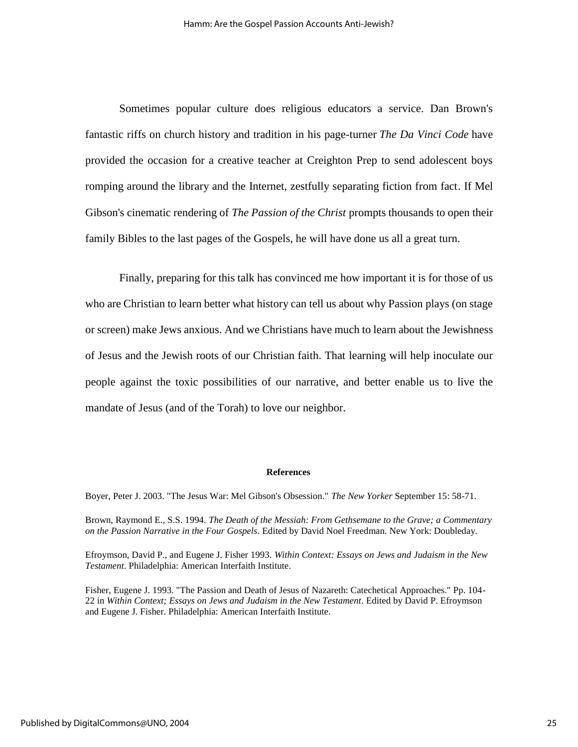Sometimes popular culture does religious educators a service. Dan Brown's fantastic riffs on church history and tradition in his page-turner *The Da Vinci Code* have provided the occasion for a creative teacher at Creighton Prep to send adolescent boys romping around the library and the Internet, zestfully separating fiction from fact. If Mel Gibson's cinematic rendering of *The Passion of the Christ* prompts thousands to open their family Bibles to the last pages of the Gospels, he will have done us all a great turn.

Finally, preparing for this talk has convinced me how important it is for those of us who are Christian to learn better what history can tell us about why Passion plays (on stage or screen) make Jews anxious. And we Christians have much to learn about the Jewishness of Jesus and the Jewish roots of our Christian faith. That learning will help inoculate our people against the toxic possibilities of our narrative, and better enable us to live the mandate of Jesus (and of the Torah) to love our neighbor.

**References**

Boyer, Peter J. 2003. "The Jesus War: Mel Gibson's Obsession." *The New Yorker* September 15: 58-71.

Brown, Raymond E., S.S. 1994. *The Death of the Messiah: From Gethsemane to the Grave; a Commentary on the Passion Narrative in the Four Gospels*. Edited by David Noel Freedman. New York: Doubleday.

Efroymson, David P., and Eugene J. Fisher 1993. *Within Context: Essays on Jews and Judaism in the New Testament*. Philadelphia: American Interfaith Institute.

Fisher, Eugene J. 1993. "The Passion and Death of Jesus of Nazareth: Catechetical Approaches." Pp. 104-22 in *Within Context; Essays on Jews and Judaism in the New Testament*. Edited by David P. Efroymson and Eugene J. Fisher. Philadelphia: American Interfaith Institute.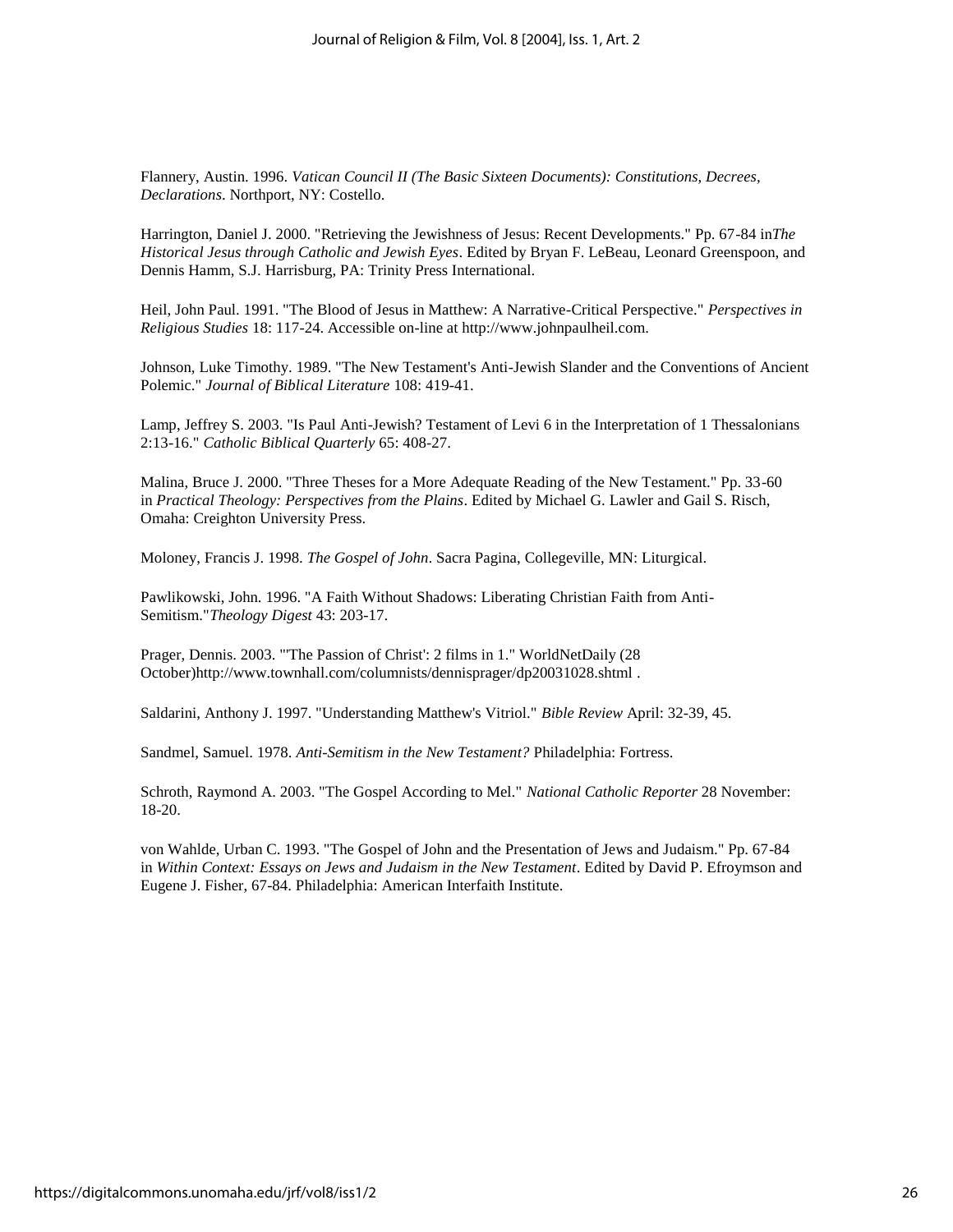Flannery, Austin. 1996. *Vatican Council II (The Basic Sixteen Documents): Constitutions, Decrees, Declarations*. Northport, NY: Costello.

Harrington, Daniel J. 2000. "Retrieving the Jewishness of Jesus: Recent Developments." Pp. 67-84 in*The Historical Jesus through Catholic and Jewish Eyes*. Edited by Bryan F. LeBeau, Leonard Greenspoon, and Dennis Hamm, S.J. Harrisburg, PA: Trinity Press International.

Heil, John Paul. 1991. "The Blood of Jesus in Matthew: A Narrative-Critical Perspective." *Perspectives in Religious Studies* 18: 117-24. Accessible on-line at http://www.johnpaulheil.com.

Johnson, Luke Timothy. 1989. "The New Testament's Anti-Jewish Slander and the Conventions of Ancient Polemic." *Journal of Biblical Literature* 108: 419-41.

Lamp, Jeffrey S. 2003. "Is Paul Anti-Jewish? Testament of Levi 6 in the Interpretation of 1 Thessalonians 2:13-16." *Catholic Biblical Quarterly* 65: 408-27.

Malina, Bruce J. 2000. "Three Theses for a More Adequate Reading of the New Testament." Pp. 33-60 in *Practical Theology: Perspectives from the Plains*. Edited by Michael G. Lawler and Gail S. Risch, Omaha: Creighton University Press.

Moloney, Francis J. 1998. *The Gospel of John*. Sacra Pagina, Collegeville, MN: Liturgical.

Pawlikowski, John. 1996. "A Faith Without Shadows: Liberating Christian Faith from Anti-Semitism."*Theology Digest* 43: 203-17.

Prager, Dennis. 2003. "'The Passion of Christ': 2 films in 1." WorldNetDaily (28 October)http://www.townhall.com/columnists/dennisprager/dp20031028.shtml .

Saldarini, Anthony J. 1997. "Understanding Matthew's Vitriol." *Bible Review* April: 32-39, 45.

Sandmel, Samuel. 1978. *Anti-Semitism in the New Testament?* Philadelphia: Fortress.

Schroth, Raymond A. 2003. "The Gospel According to Mel." *National Catholic Reporter* 28 November: 18-20.

von Wahlde, Urban C. 1993. "The Gospel of John and the Presentation of Jews and Judaism." Pp. 67-84 in *Within Context: Essays on Jews and Judaism in the New Testament*. Edited by David P. Efroymson and Eugene J. Fisher, 67-84. Philadelphia: American Interfaith Institute.